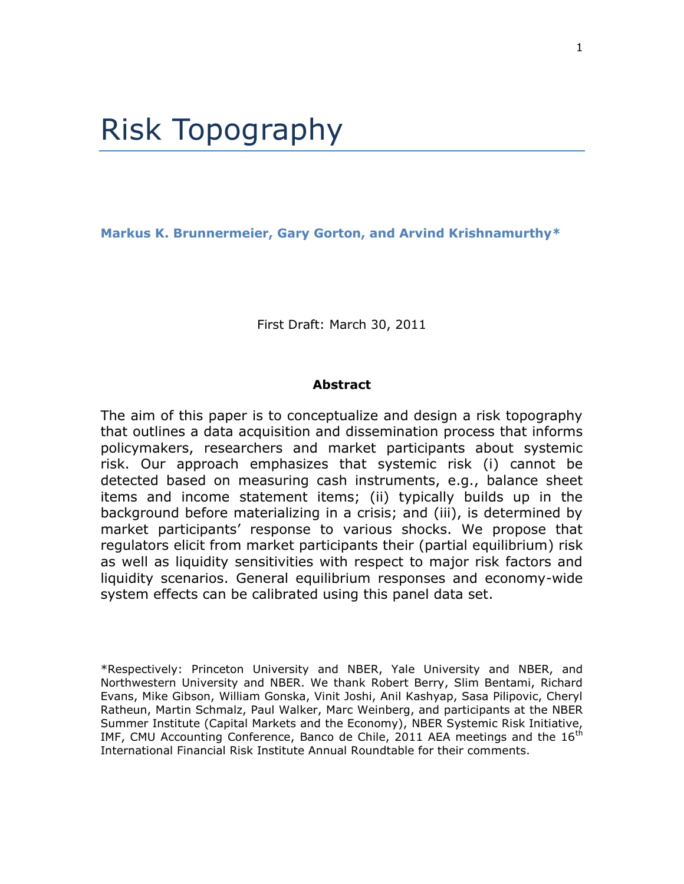# Risk Topography

**Markus K. Brunnermeier, Gary Gorton, and Arvind Krishnamurthy***

First Draft: March 30, 2011

**Abstract**

The aim of this paper is to conceptualize and design a risk topography that outlines a data acquisition and dissemination process that informs policymakers, researchers and market participants about systemic risk. Our approach emphasizes that systemic risk (i) cannot be detected based on measuring cash instruments, e.g., balance sheet items and income statement items; (ii) typically builds up in the background before materializing in a crisis; and (iii), is determined by market participants' response to various shocks. We propose that regulators elicit from market participants their (partial equilibrium) risk as well as liquidity sensitivities with respect to major risk factors and liquidity scenarios. General equilibrium responses and economy-wide system effects can be calibrated using this panel data set.

*Respectively: Princeton University and NBER, Yale University and NBER, and Northwestern University and NBER. We thank Robert Berry, Slim Bentami, Richard Evans, Mike Gibson, William Gonska, Vinit Joshi, Anil Kashyap, Sasa Pilipovic, Cheryl Ratheun, Martin Schmalz, Paul Walker, Marc Weinberg, and participants at the NBER Summer Institute (Capital Markets and the Economy), NBER Systemic Risk Initiative, IMF, CMU Accounting Conference, Banco de Chile, 2011 AEA meetings and the 16th International Financial Risk Institute Annual Roundtable for their comments.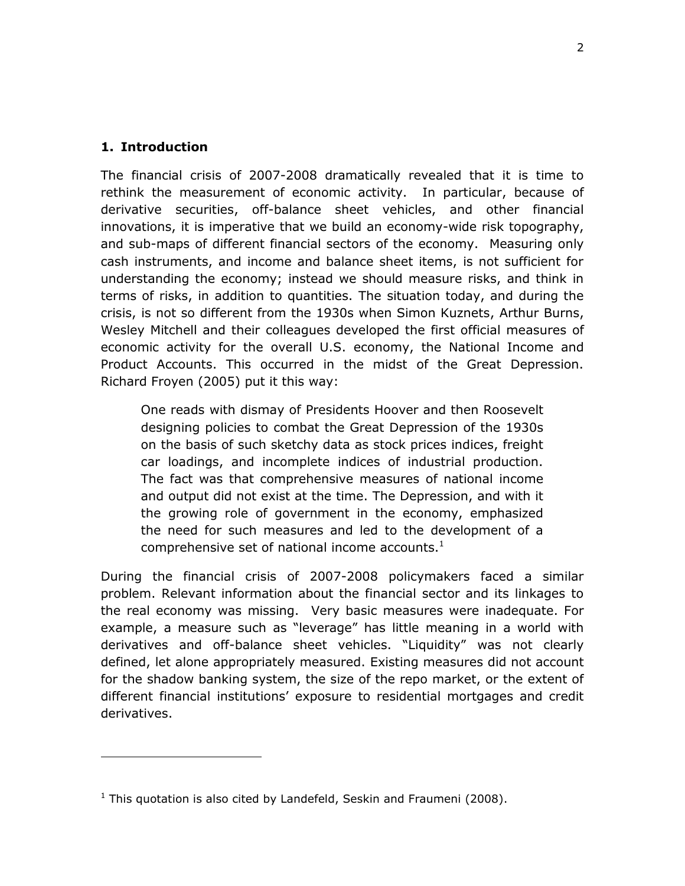## 1. Introduction

The financial crisis of 2007-2008 dramatically revealed that it is time to rethink the measurement of economic activity. In particular, because of derivative securities, off-balance sheet vehicles, and other financial innovations, it is imperative that we build an economy-wide risk topography, and sub-maps of different financial sectors of the economy. Measuring only cash instruments, and income and balance sheet items, is not sufficient for understanding the economy; instead we should measure risks, and think in terms of risks, in addition to quantities. The situation today, and during the crisis, is not so different from the 1930s when Simon Kuznets, Arthur Burns, Wesley Mitchell and their colleagues developed the first official measures of economic activity for the overall U.S. economy, the National Income and Product Accounts. This occurred in the midst of the Great Depression. Richard Froyen (2005) put it this way:

> One reads with dismay of Presidents Hoover and then Roosevelt designing policies to combat the Great Depression of the 1930s on the basis of such sketchy data as stock prices indices, freight car loadings, and incomplete indices of industrial production. The fact was that comprehensive measures of national income and output did not exist at the time. The Depression, and with it the growing role of government in the economy, emphasized the need for such measures and led to the development of a comprehensive set of national income accounts.[1]

During the financial crisis of 2007-2008 policymakers faced a similar problem. Relevant information about the financial sector and its linkages to the real economy was missing. Very basic measures were inadequate. For example, a measure such as "leverage" has little meaning in a world with derivatives and off-balance sheet vehicles. "Liquidity" was not clearly defined, let alone appropriately measured. Existing measures did not account for the shadow banking system, the size of the repo market, or the extent of different financial institutions' exposure to residential mortgages and credit derivatives.

---

[1] This quotation is also cited by Landefeld, Seskin and Fraumeni (2008).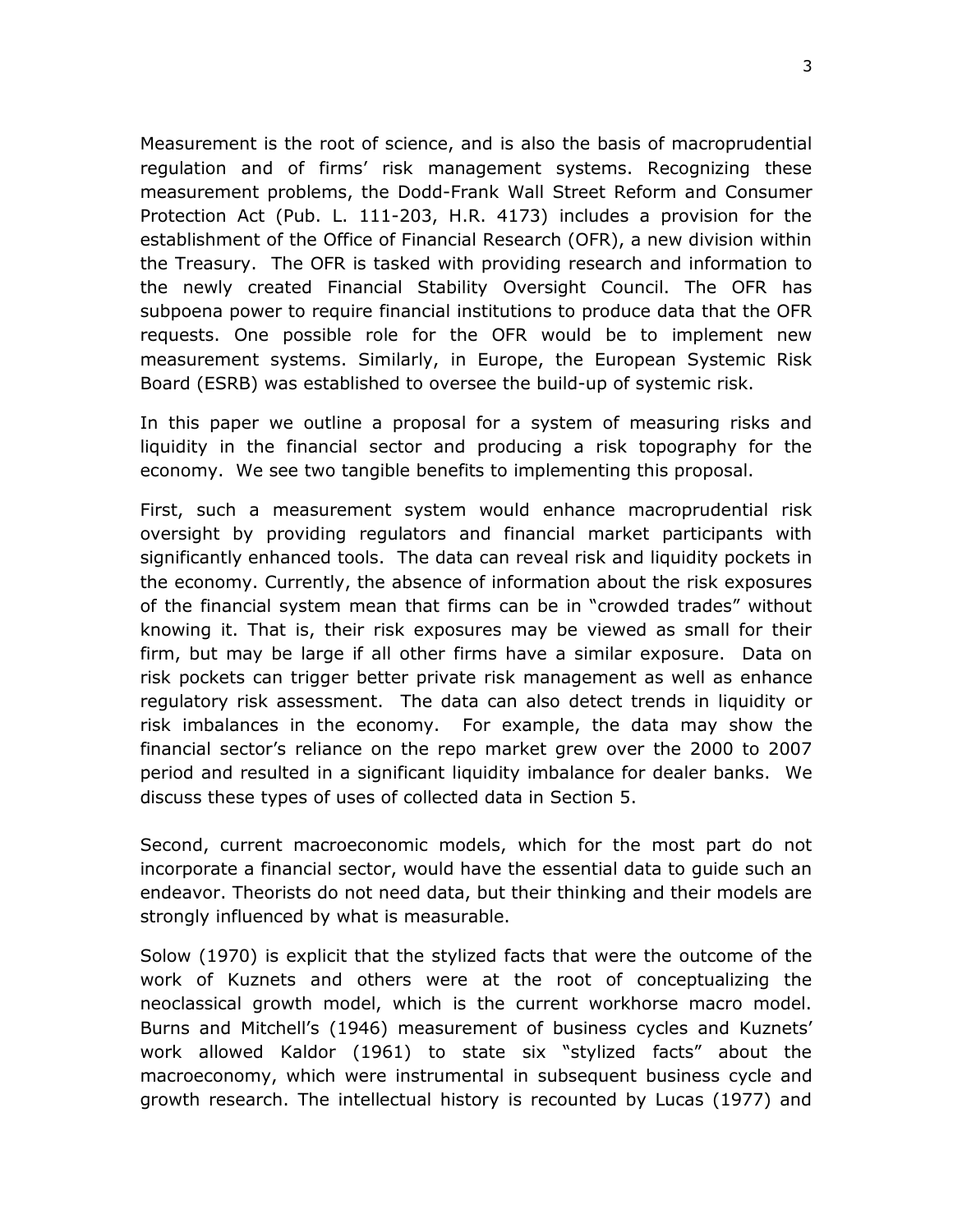Measurement is the root of science, and is also the basis of macroprudential regulation and of firms' risk management systems. Recognizing these measurement problems, the Dodd-Frank Wall Street Reform and Consumer Protection Act (Pub. L. 111-203, H.R. 4173) includes a provision for the establishment of the Office of Financial Research (OFR), a new division within the Treasury. The OFR is tasked with providing research and information to the newly created Financial Stability Oversight Council. The OFR has subpoena power to require financial institutions to produce data that the OFR requests. One possible role for the OFR would be to implement new measurement systems. Similarly, in Europe, the European Systemic Risk Board (ESRB) was established to oversee the build-up of systemic risk.

In this paper we outline a proposal for a system of measuring risks and liquidity in the financial sector and producing a risk topography for the economy. We see two tangible benefits to implementing this proposal.

First, such a measurement system would enhance macroprudential risk oversight by providing regulators and financial market participants with significantly enhanced tools. The data can reveal risk and liquidity pockets in the economy. Currently, the absence of information about the risk exposures of the financial system mean that firms can be in "crowded trades" without knowing it. That is, their risk exposures may be viewed as small for their firm, but may be large if all other firms have a similar exposure. Data on risk pockets can trigger better private risk management as well as enhance regulatory risk assessment. The data can also detect trends in liquidity or risk imbalances in the economy. For example, the data may show the financial sector's reliance on the repo market grew over the 2000 to 2007 period and resulted in a significant liquidity imbalance for dealer banks. We discuss these types of uses of collected data in Section 5.

Second, current macroeconomic models, which for the most part do not incorporate a financial sector, would have the essential data to guide such an endeavor. Theorists do not need data, but their thinking and their models are strongly influenced by what is measurable.

Solow (1970) is explicit that the stylized facts that were the outcome of the work of Kuznets and others were at the root of conceptualizing the neoclassical growth model, which is the current workhorse macro model. Burns and Mitchell's (1946) measurement of business cycles and Kuznets' work allowed Kaldor (1961) to state six "stylized facts" about the macroeconomy, which were instrumental in subsequent business cycle and growth research. The intellectual history is recounted by Lucas (1977) and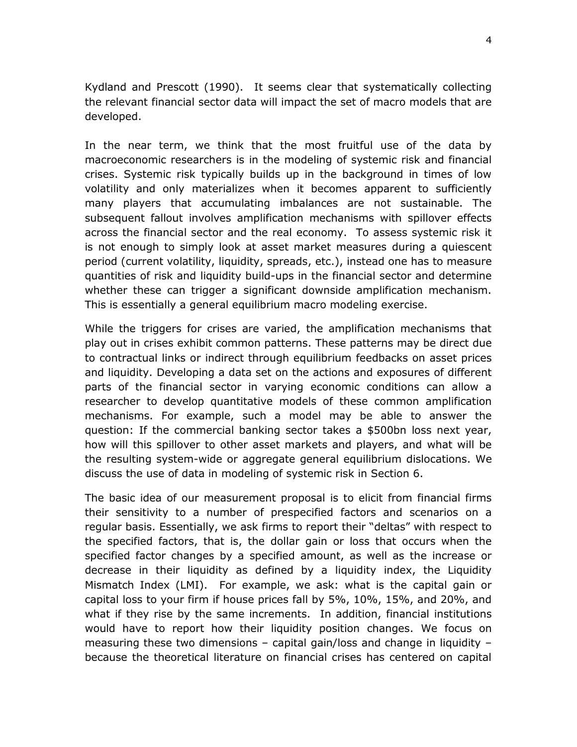Kydland and Prescott (1990). It seems clear that systematically collecting the relevant financial sector data will impact the set of macro models that are developed.

In the near term, we think that the most fruitful use of the data by macroeconomic researchers is in the modeling of systemic risk and financial crises. Systemic risk typically builds up in the background in times of low volatility and only materializes when it becomes apparent to sufficiently many players that accumulating imbalances are not sustainable. The subsequent fallout involves amplification mechanisms with spillover effects across the financial sector and the real economy. To assess systemic risk it is not enough to simply look at asset market measures during a quiescent period (current volatility, liquidity, spreads, etc.), instead one has to measure quantities of risk and liquidity build-ups in the financial sector and determine whether these can trigger a significant downside amplification mechanism. This is essentially a general equilibrium macro modeling exercise.

While the triggers for crises are varied, the amplification mechanisms that play out in crises exhibit common patterns. These patterns may be direct due to contractual links or indirect through equilibrium feedbacks on asset prices and liquidity. Developing a data set on the actions and exposures of different parts of the financial sector in varying economic conditions can allow a researcher to develop quantitative models of these common amplification mechanisms. For example, such a model may be able to answer the question: If the commercial banking sector takes a $500bn loss next year, how will this spillover to other asset markets and players, and what will be the resulting system-wide or aggregate general equilibrium dislocations. We discuss the use of data in modeling of systemic risk in Section 6.

The basic idea of our measurement proposal is to elicit from financial firms their sensitivity to a number of prespecified factors and scenarios on a regular basis. Essentially, we ask firms to report their "deltas" with respect to the specified factors, that is, the dollar gain or loss that occurs when the specified factor changes by a specified amount, as well as the increase or decrease in their liquidity as defined by a liquidity index, the Liquidity Mismatch Index (LMI). For example, we ask: what is the capital gain or capital loss to your firm if house prices fall by 5%, 10%, 15%, and 20%, and what if they rise by the same increments. In addition, financial institutions would have to report how their liquidity position changes. We focus on measuring these two dimensions – capital gain/loss and change in liquidity – because the theoretical literature on financial crises has centered on capital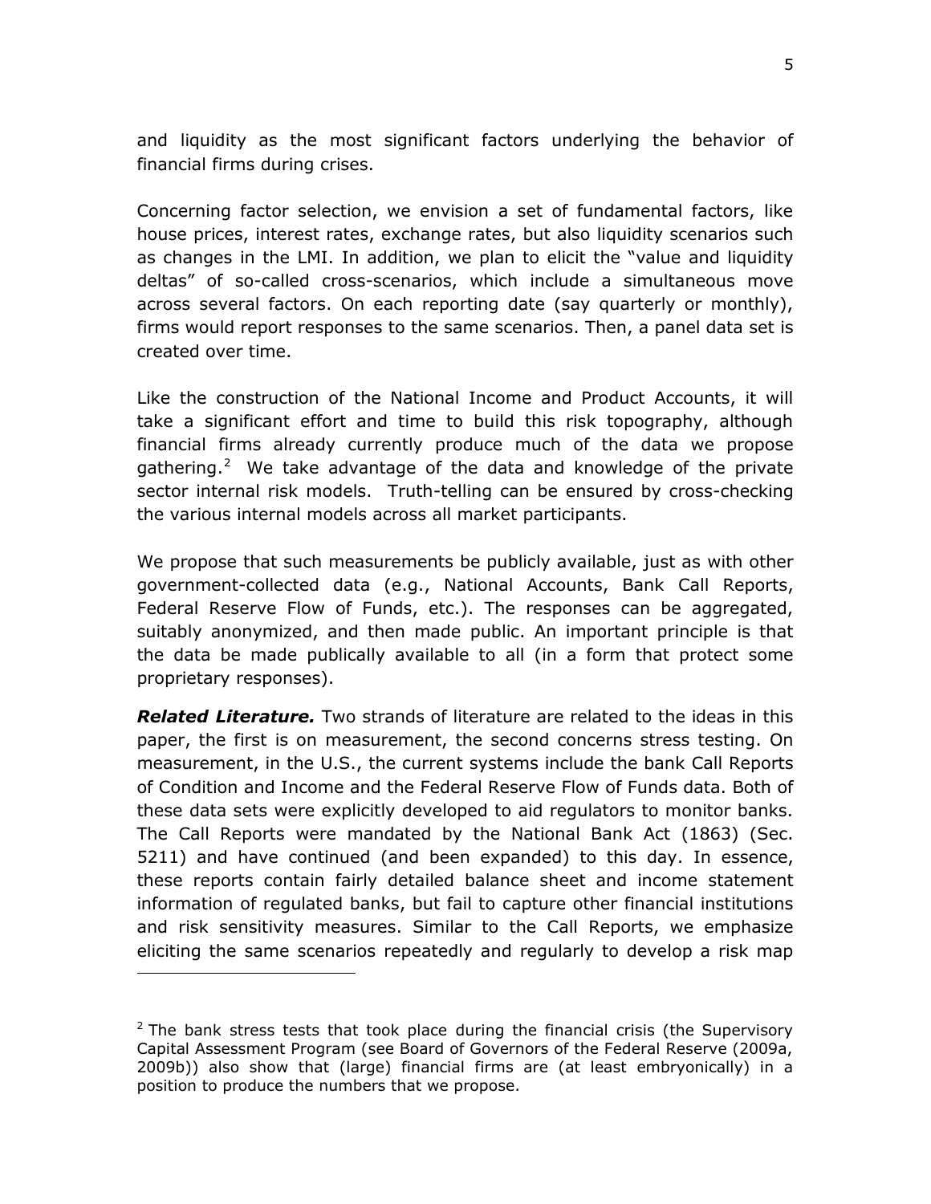and liquidity as the most significant factors underlying the behavior of financial firms during crises.

Concerning factor selection, we envision a set of fundamental factors, like house prices, interest rates, exchange rates, but also liquidity scenarios such as changes in the LMI. In addition, we plan to elicit the "value and liquidity deltas" of so-called cross-scenarios, which include a simultaneous move across several factors. On each reporting date (say quarterly or monthly), firms would report responses to the same scenarios. Then, a panel data set is created over time.

Like the construction of the National Income and Product Accounts, it will take a significant effort and time to build this risk topography, although financial firms already currently produce much of the data we propose gathering.[2] We take advantage of the data and knowledge of the private sector internal risk models. Truth-telling can be ensured by cross-checking the various internal models across all market participants.

We propose that such measurements be publicly available, just as with other government-collected data (e.g., National Accounts, Bank Call Reports, Federal Reserve Flow of Funds, etc.). The responses can be aggregated, suitably anonymized, and then made public. An important principle is that the data be made publically available to all (in a form that protect some proprietary responses).

***Related Literature.*** Two strands of literature are related to the ideas in this paper, the first is on measurement, the second concerns stress testing. On measurement, in the U.S., the current systems include the bank Call Reports of Condition and Income and the Federal Reserve Flow of Funds data. Both of these data sets were explicitly developed to aid regulators to monitor banks. The Call Reports were mandated by the National Bank Act (1863) (Sec. 5211) and have continued (and been expanded) to this day. In essence, these reports contain fairly detailed balance sheet and income statement information of regulated banks, but fail to capture other financial institutions and risk sensitivity measures. Similar to the Call Reports, we emphasize eliciting the same scenarios repeatedly and regularly to develop a risk map

---

[2] The bank stress tests that took place during the financial crisis (the Supervisory Capital Assessment Program (see Board of Governors of the Federal Reserve (2009a, 2009b)) also show that (large) financial firms are (at least embryonically) in a position to produce the numbers that we propose.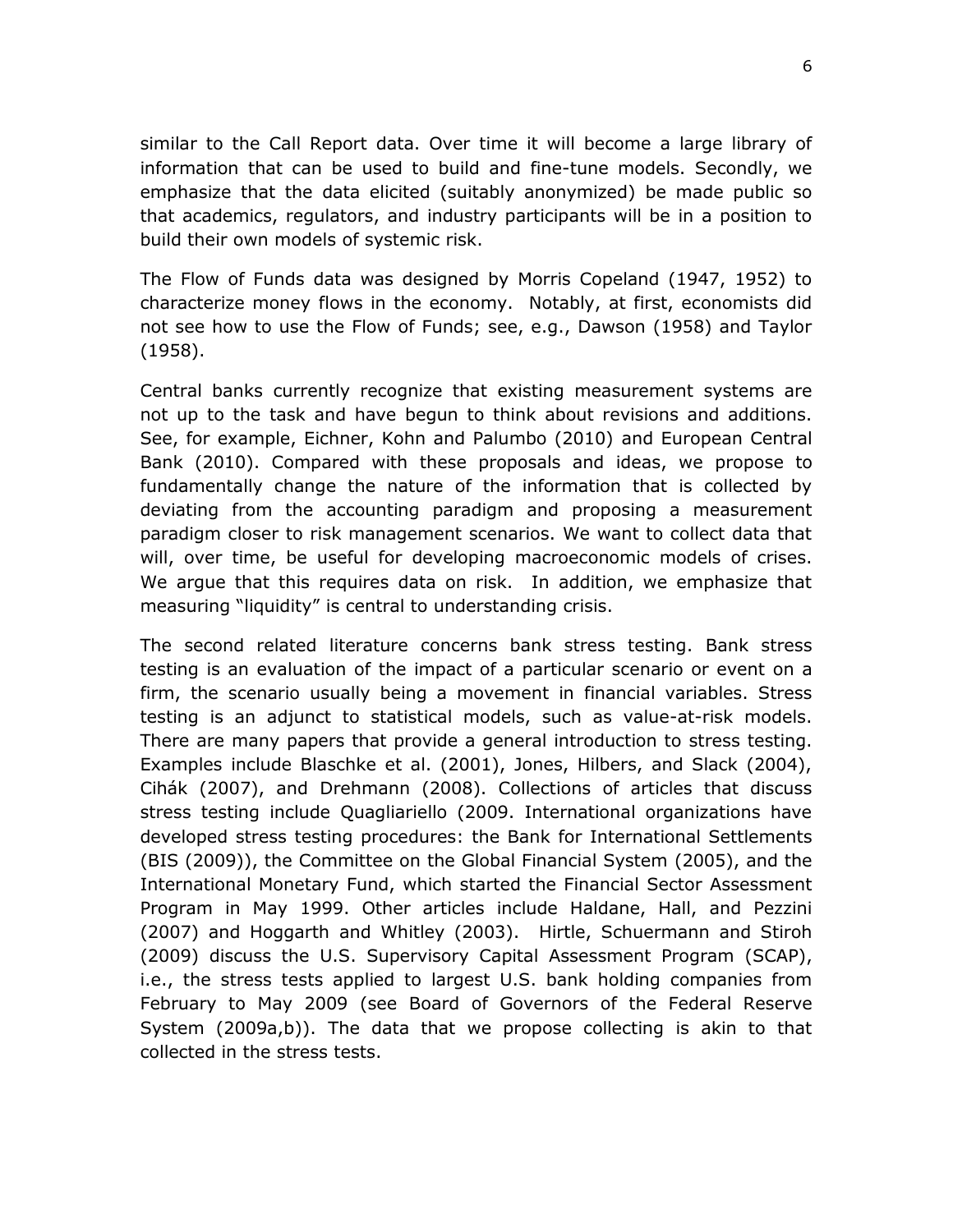similar to the Call Report data. Over time it will become a large library of information that can be used to build and fine-tune models. Secondly, we emphasize that the data elicited (suitably anonymized) be made public so that academics, regulators, and industry participants will be in a position to build their own models of systemic risk.

The Flow of Funds data was designed by Morris Copeland (1947, 1952) to characterize money flows in the economy. Notably, at first, economists did not see how to use the Flow of Funds; see, e.g., Dawson (1958) and Taylor (1958).

Central banks currently recognize that existing measurement systems are not up to the task and have begun to think about revisions and additions. See, for example, Eichner, Kohn and Palumbo (2010) and European Central Bank (2010). Compared with these proposals and ideas, we propose to fundamentally change the nature of the information that is collected by deviating from the accounting paradigm and proposing a measurement paradigm closer to risk management scenarios. We want to collect data that will, over time, be useful for developing macroeconomic models of crises. We argue that this requires data on risk. In addition, we emphasize that measuring "liquidity" is central to understanding crisis.

The second related literature concerns bank stress testing. Bank stress testing is an evaluation of the impact of a particular scenario or event on a firm, the scenario usually being a movement in financial variables. Stress testing is an adjunct to statistical models, such as value-at-risk models. There are many papers that provide a general introduction to stress testing. Examples include Blaschke et al. (2001), Jones, Hilbers, and Slack (2004), Cihák (2007), and Drehmann (2008). Collections of articles that discuss stress testing include Quagliariello (2009. International organizations have developed stress testing procedures: the Bank for International Settlements (BIS (2009)), the Committee on the Global Financial System (2005), and the International Monetary Fund, which started the Financial Sector Assessment Program in May 1999. Other articles include Haldane, Hall, and Pezzini (2007) and Hoggarth and Whitley (2003). Hirtle, Schuermann and Stiroh (2009) discuss the U.S. Supervisory Capital Assessment Program (SCAP), i.e., the stress tests applied to largest U.S. bank holding companies from February to May 2009 (see Board of Governors of the Federal Reserve System (2009a,b)). The data that we propose collecting is akin to that collected in the stress tests.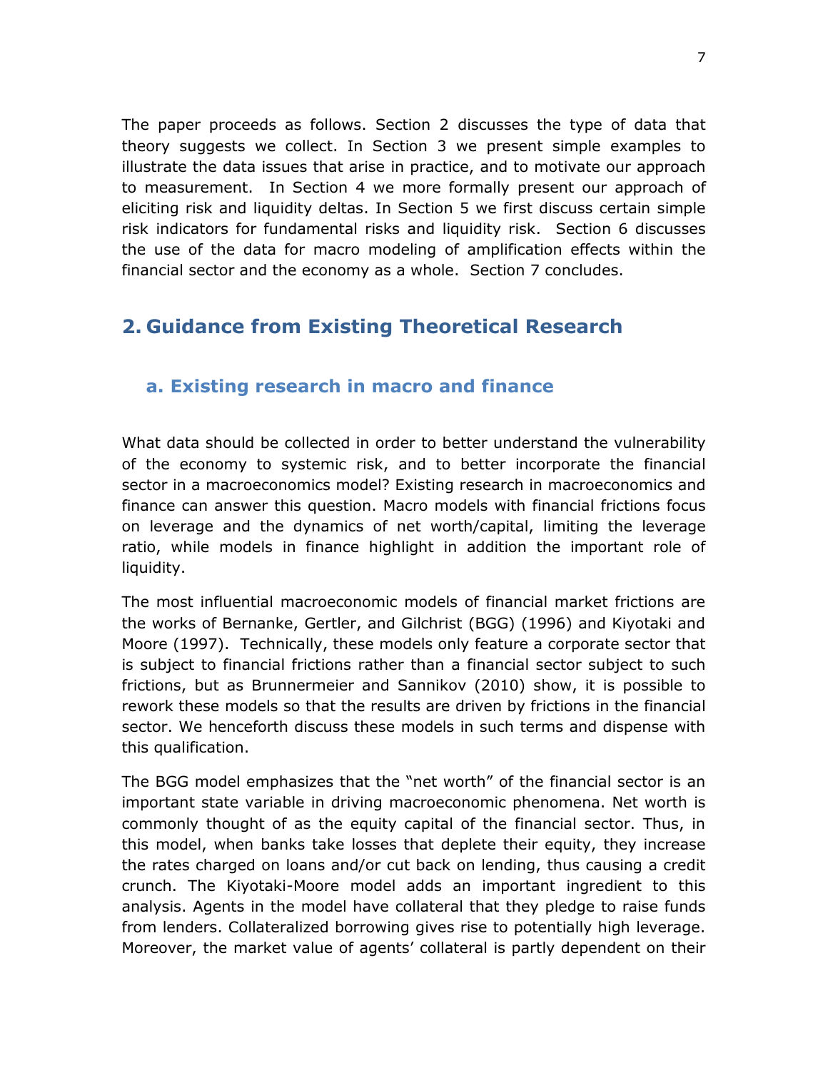The paper proceeds as follows. Section 2 discusses the type of data that theory suggests we collect. In Section 3 we present simple examples to illustrate the data issues that arise in practice, and to motivate our approach to measurement. In Section 4 we more formally present our approach of eliciting risk and liquidity deltas. In Section 5 we first discuss certain simple risk indicators for fundamental risks and liquidity risk. Section 6 discusses the use of the data for macro modeling of amplification effects within the financial sector and the economy as a whole. Section 7 concludes.

## 2. Guidance from Existing Theoretical Research

### a. Existing research in macro and finance

What data should be collected in order to better understand the vulnerability of the economy to systemic risk, and to better incorporate the financial sector in a macroeconomics model? Existing research in macroeconomics and finance can answer this question. Macro models with financial frictions focus on leverage and the dynamics of net worth/capital, limiting the leverage ratio, while models in finance highlight in addition the important role of liquidity.

The most influential macroeconomic models of financial market frictions are the works of Bernanke, Gertler, and Gilchrist (BGG) (1996) and Kiyotaki and Moore (1997). Technically, these models only feature a corporate sector that is subject to financial frictions rather than a financial sector subject to such frictions, but as Brunnermeier and Sannikov (2010) show, it is possible to rework these models so that the results are driven by frictions in the financial sector. We henceforth discuss these models in such terms and dispense with this qualification.

The BGG model emphasizes that the "net worth" of the financial sector is an important state variable in driving macroeconomic phenomena. Net worth is commonly thought of as the equity capital of the financial sector. Thus, in this model, when banks take losses that deplete their equity, they increase the rates charged on loans and/or cut back on lending, thus causing a credit crunch. The Kiyotaki-Moore model adds an important ingredient to this analysis. Agents in the model have collateral that they pledge to raise funds from lenders. Collateralized borrowing gives rise to potentially high leverage. Moreover, the market value of agents' collateral is partly dependent on their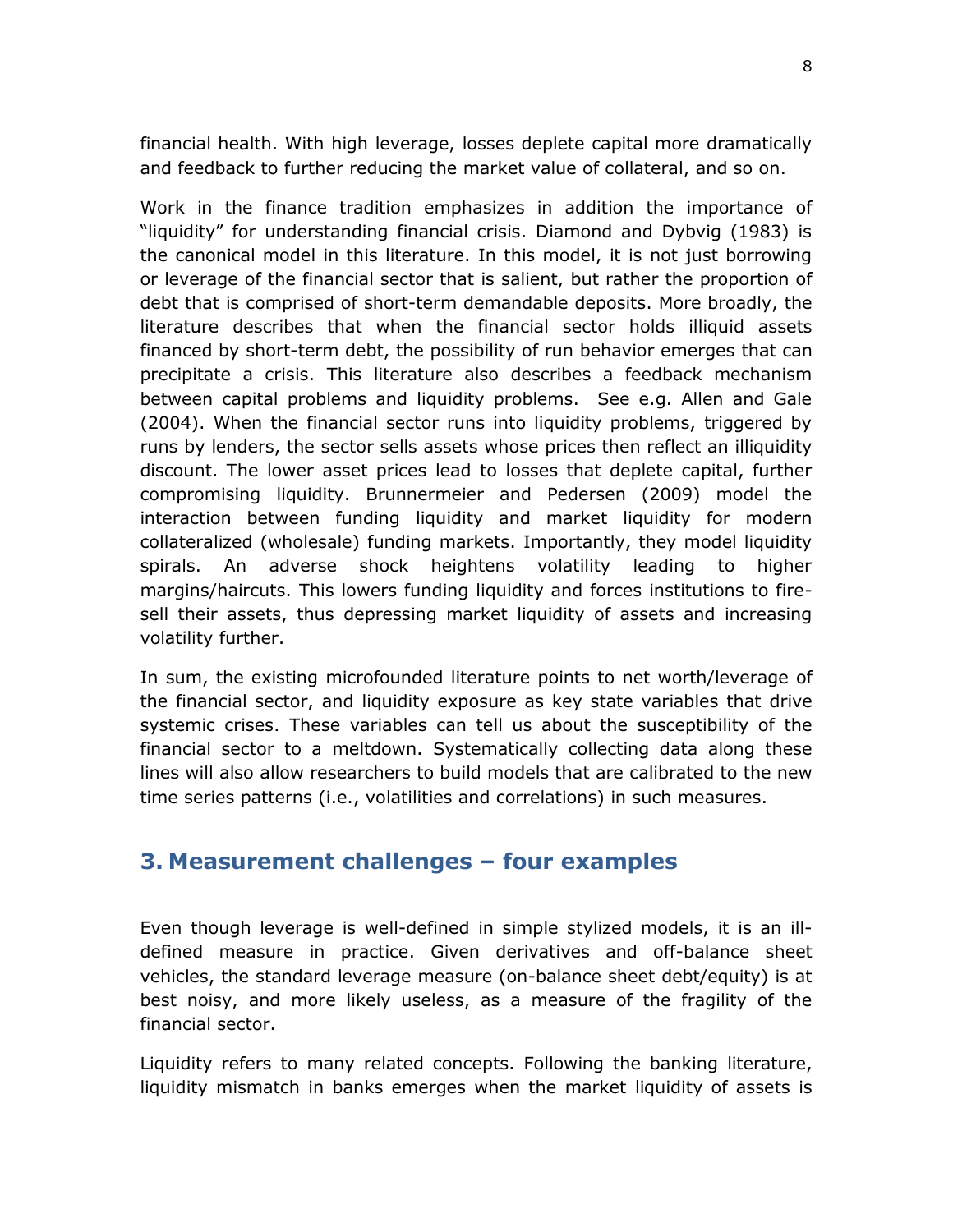financial health. With high leverage, losses deplete capital more dramatically and feedback to further reducing the market value of collateral, and so on.

Work in the finance tradition emphasizes in addition the importance of "liquidity" for understanding financial crisis. Diamond and Dybvig (1983) is the canonical model in this literature. In this model, it is not just borrowing or leverage of the financial sector that is salient, but rather the proportion of debt that is comprised of short-term demandable deposits. More broadly, the literature describes that when the financial sector holds illiquid assets financed by short-term debt, the possibility of run behavior emerges that can precipitate a crisis. This literature also describes a feedback mechanism between capital problems and liquidity problems. See e.g. Allen and Gale (2004). When the financial sector runs into liquidity problems, triggered by runs by lenders, the sector sells assets whose prices then reflect an illiquidity discount. The lower asset prices lead to losses that deplete capital, further compromising liquidity. Brunnermeier and Pedersen (2009) model the interaction between funding liquidity and market liquidity for modern collateralized (wholesale) funding markets. Importantly, they model liquidity spirals. An adverse shock heightens volatility leading to higher margins/haircuts. This lowers funding liquidity and forces institutions to fire-sell their assets, thus depressing market liquidity of assets and increasing volatility further.

In sum, the existing microfounded literature points to net worth/leverage of the financial sector, and liquidity exposure as key state variables that drive systemic crises. These variables can tell us about the susceptibility of the financial sector to a meltdown. Systematically collecting data along these lines will also allow researchers to build models that are calibrated to the new time series patterns (i.e., volatilities and correlations) in such measures.

## 3. Measurement challenges – four examples

Even though leverage is well-defined in simple stylized models, it is an ill-defined measure in practice. Given derivatives and off-balance sheet vehicles, the standard leverage measure (on-balance sheet debt/equity) is at best noisy, and more likely useless, as a measure of the fragility of the financial sector.

Liquidity refers to many related concepts. Following the banking literature, liquidity mismatch in banks emerges when the market liquidity of assets is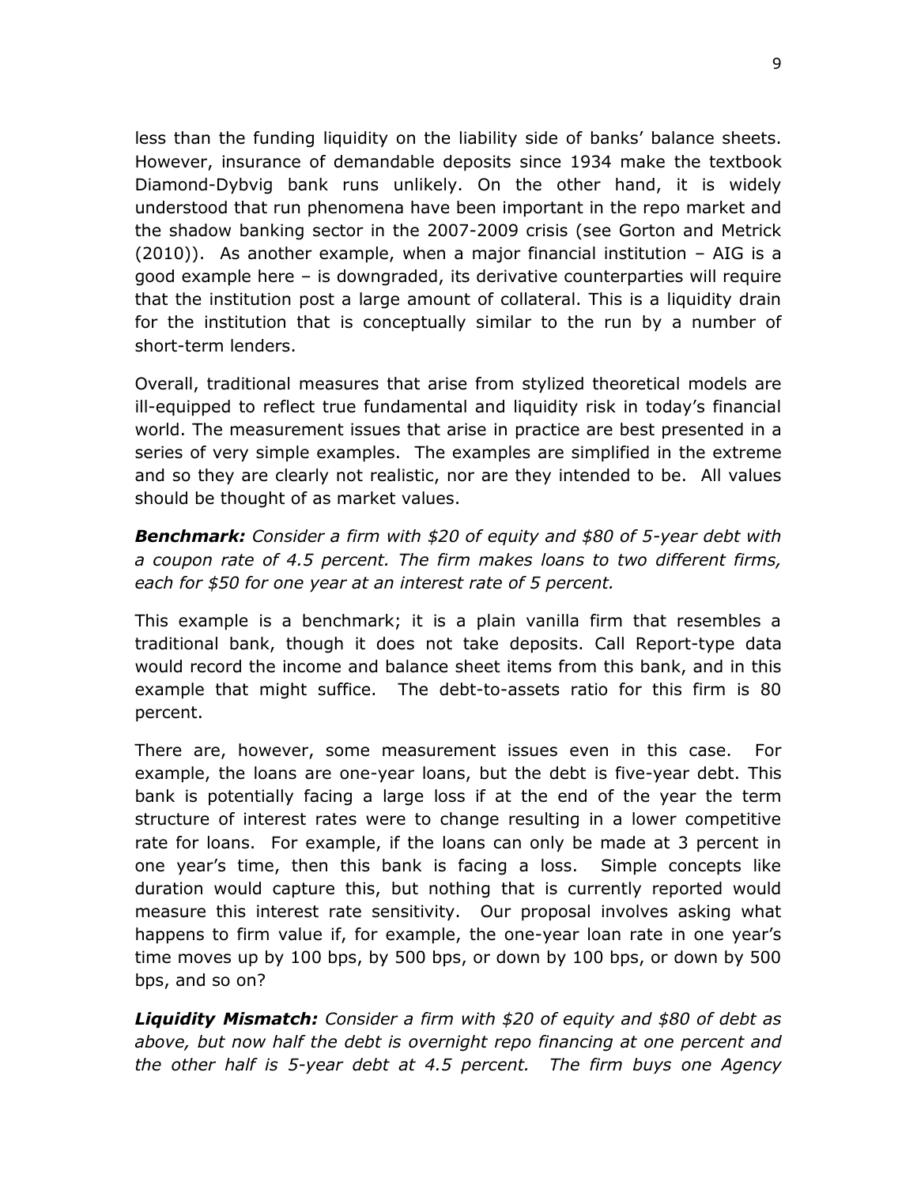less than the funding liquidity on the liability side of banks' balance sheets. However, insurance of demandable deposits since 1934 make the textbook Diamond-Dybvig bank runs unlikely. On the other hand, it is widely understood that run phenomena have been important in the repo market and the shadow banking sector in the 2007-2009 crisis (see Gorton and Metrick (2010)). As another example, when a major financial institution – AIG is a good example here – is downgraded, its derivative counterparties will require that the institution post a large amount of collateral. This is a liquidity drain for the institution that is conceptually similar to the run by a number of short-term lenders.

Overall, traditional measures that arise from stylized theoretical models are ill-equipped to reflect true fundamental and liquidity risk in today's financial world. The measurement issues that arise in practice are best presented in a series of very simple examples. The examples are simplified in the extreme and so they are clearly not realistic, nor are they intended to be. All values should be thought of as market values.

***Benchmark:*** *Consider a firm with $20 of equity and $80 of 5-year debt with a coupon rate of 4.5 percent. The firm makes loans to two different firms, each for $50 for one year at an interest rate of 5 percent.*

This example is a benchmark; it is a plain vanilla firm that resembles a traditional bank, though it does not take deposits. Call Report-type data would record the income and balance sheet items from this bank, and in this example that might suffice. The debt-to-assets ratio for this firm is 80 percent.

There are, however, some measurement issues even in this case. For example, the loans are one-year loans, but the debt is five-year debt. This bank is potentially facing a large loss if at the end of the year the term structure of interest rates were to change resulting in a lower competitive rate for loans. For example, if the loans can only be made at 3 percent in one year's time, then this bank is facing a loss. Simple concepts like duration would capture this, but nothing that is currently reported would measure this interest rate sensitivity. Our proposal involves asking what happens to firm value if, for example, the one-year loan rate in one year's time moves up by 100 bps, by 500 bps, or down by 100 bps, or down by 500 bps, and so on?

***Liquidity Mismatch:*** *Consider a firm with $20 of equity and $80 of debt as above, but now half the debt is overnight repo financing at one percent and the other half is 5-year debt at 4.5 percent. The firm buys one Agency*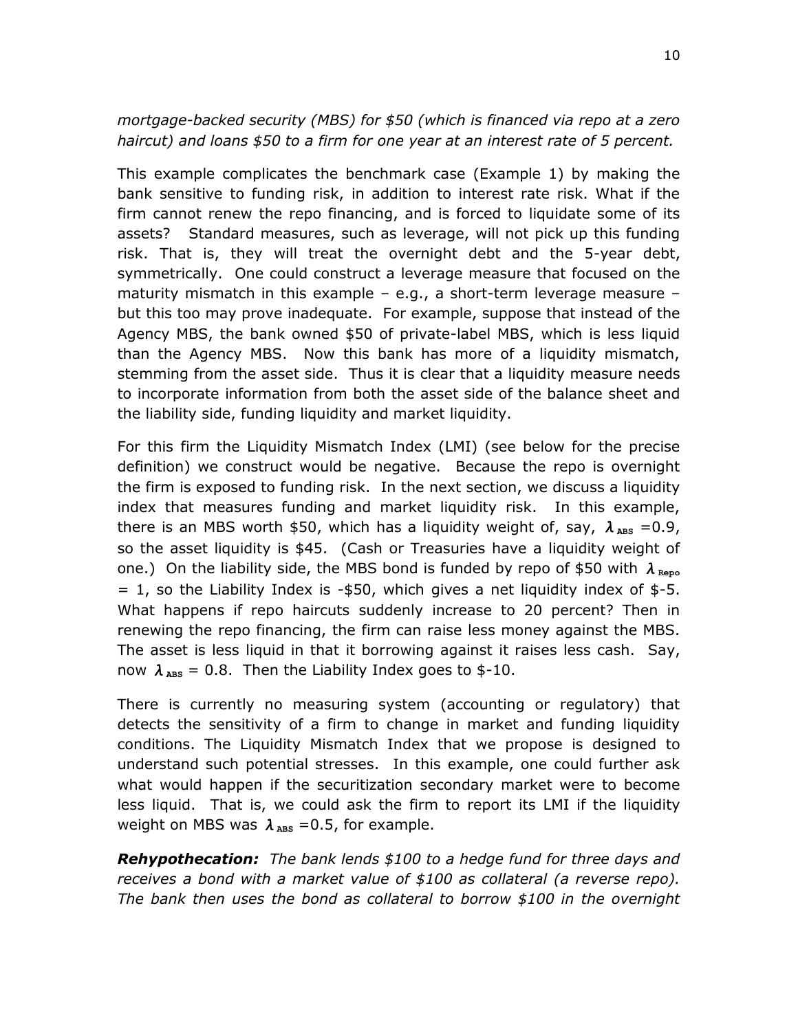*mortgage-backed security (MBS) for $50 (which is financed via repo at a zero haircut) and loans $50 to a firm for one year at an interest rate of 5 percent.*

This example complicates the benchmark case (Example 1) by making the bank sensitive to funding risk, in addition to interest rate risk. What if the firm cannot renew the repo financing, and is forced to liquidate some of its assets? Standard measures, such as leverage, will not pick up this funding risk. That is, they will treat the overnight debt and the 5-year debt, symmetrically. One could construct a leverage measure that focused on the maturity mismatch in this example – e.g., a short-term leverage measure – but this too may prove inadequate. For example, suppose that instead of the Agency MBS, the bank owned $50 of private-label MBS, which is less liquid than the Agency MBS. Now this bank has more of a liquidity mismatch, stemming from the asset side. Thus it is clear that a liquidity measure needs to incorporate information from both the asset side of the balance sheet and the liability side, funding liquidity and market liquidity.

For this firm the Liquidity Mismatch Index (LMI) (see below for the precise definition) we construct would be negative. Because the repo is overnight the firm is exposed to funding risk. In the next section, we discuss a liquidity index that measures funding and market liquidity risk. In this example, there is an MBS worth $50, which has a liquidity weight of, say, $\lambda_{ABS} = 0.9$, so the asset liquidity is $45. (Cash or Treasuries have a liquidity weight of one.) On the liability side, the MBS bond is funded by repo of $50 with $\lambda_{Repo} = 1$, so the Liability Index is -$50, which gives a net liquidity index of $-5. What happens if repo haircuts suddenly increase to 20 percent? Then in renewing the repo financing, the firm can raise less money against the MBS. The asset is less liquid in that it borrowing against it raises less cash. Say, now $\lambda_{ABS} = 0.8$. Then the Liability Index goes to $-10.

There is currently no measuring system (accounting or regulatory) that detects the sensitivity of a firm to change in market and funding liquidity conditions. The Liquidity Mismatch Index that we propose is designed to understand such potential stresses. In this example, one could further ask what would happen if the securitization secondary market were to become less liquid. That is, we could ask the firm to report its LMI if the liquidity weight on MBS was $\lambda_{ABS} = 0.5$, for example.

***Rehypothecation:*** *The bank lends $100 to a hedge fund for three days and receives a bond with a market value of $100 as collateral (a reverse repo). The bank then uses the bond as collateral to borrow $100 in the overnight*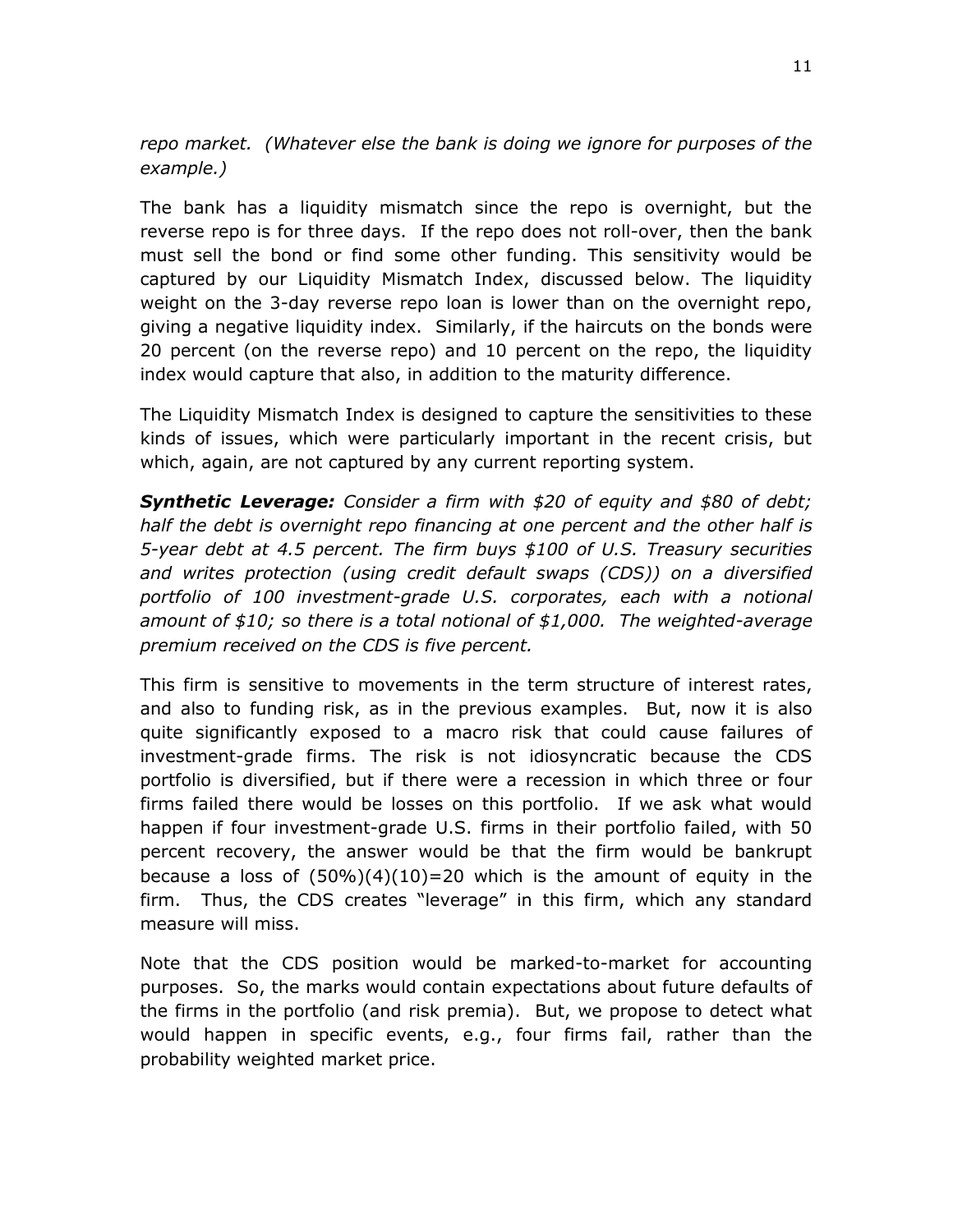*repo market. (Whatever else the bank is doing we ignore for purposes of the example.)*

The bank has a liquidity mismatch since the repo is overnight, but the reverse repo is for three days. If the repo does not roll-over, then the bank must sell the bond or find some other funding. This sensitivity would be captured by our Liquidity Mismatch Index, discussed below. The liquidity weight on the 3-day reverse repo loan is lower than on the overnight repo, giving a negative liquidity index. Similarly, if the haircuts on the bonds were 20 percent (on the reverse repo) and 10 percent on the repo, the liquidity index would capture that also, in addition to the maturity difference.

The Liquidity Mismatch Index is designed to capture the sensitivities to these kinds of issues, which were particularly important in the recent crisis, but which, again, are not captured by any current reporting system.

***Synthetic Leverage:*** *Consider a firm with \$20 of equity and \$80 of debt; half the debt is overnight repo financing at one percent and the other half is 5-year debt at 4.5 percent. The firm buys \$100 of U.S. Treasury securities and writes protection (using credit default swaps (CDS)) on a diversified portfolio of 100 investment-grade U.S. corporates, each with a notional amount of \$10; so there is a total notional of \$1,000. The weighted-average premium received on the CDS is five percent.*

This firm is sensitive to movements in the term structure of interest rates, and also to funding risk, as in the previous examples. But, now it is also quite significantly exposed to a macro risk that could cause failures of investment-grade firms. The risk is not idiosyncratic because the CDS portfolio is diversified, but if there were a recession in which three or four firms failed there would be losses on this portfolio. If we ask what would happen if four investment-grade U.S. firms in their portfolio failed, with 50 percent recovery, the answer would be that the firm would be bankrupt because a loss of $(50\%)(4)(10)=20$ which is the amount of equity in the firm. Thus, the CDS creates "leverage" in this firm, which any standard measure will miss.

Note that the CDS position would be marked-to-market for accounting purposes. So, the marks would contain expectations about future defaults of the firms in the portfolio (and risk premia). But, we propose to detect what would happen in specific events, e.g., four firms fail, rather than the probability weighted market price.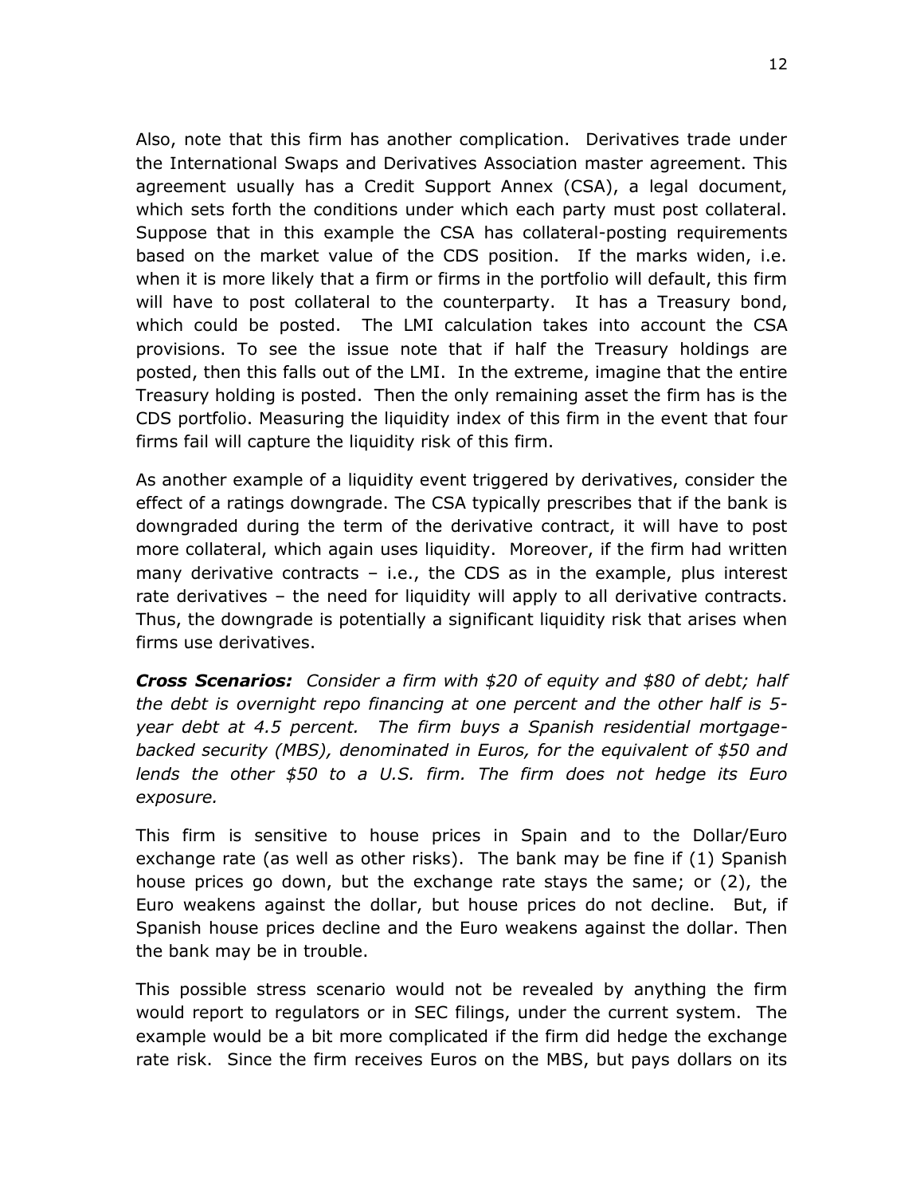Also, note that this firm has another complication. Derivatives trade under the International Swaps and Derivatives Association master agreement. This agreement usually has a Credit Support Annex (CSA), a legal document, which sets forth the conditions under which each party must post collateral. Suppose that in this example the CSA has collateral-posting requirements based on the market value of the CDS position. If the marks widen, i.e. when it is more likely that a firm or firms in the portfolio will default, this firm will have to post collateral to the counterparty. It has a Treasury bond, which could be posted. The LMI calculation takes into account the CSA provisions. To see the issue note that if half the Treasury holdings are posted, then this falls out of the LMI. In the extreme, imagine that the entire Treasury holding is posted. Then the only remaining asset the firm has is the CDS portfolio. Measuring the liquidity index of this firm in the event that four firms fail will capture the liquidity risk of this firm.

As another example of a liquidity event triggered by derivatives, consider the effect of a ratings downgrade. The CSA typically prescribes that if the bank is downgraded during the term of the derivative contract, it will have to post more collateral, which again uses liquidity. Moreover, if the firm had written many derivative contracts – i.e., the CDS as in the example, plus interest rate derivatives – the need for liquidity will apply to all derivative contracts. Thus, the downgrade is potentially a significant liquidity risk that arises when firms use derivatives.

***Cross Scenarios:*** *Consider a firm with $20 of equity and $80 of debt; half the debt is overnight repo financing at one percent and the other half is 5-year debt at 4.5 percent. The firm buys a Spanish residential mortgage-backed security (MBS), denominated in Euros, for the equivalent of $50 and lends the other $50 to a U.S. firm. The firm does not hedge its Euro exposure.*

This firm is sensitive to house prices in Spain and to the Dollar/Euro exchange rate (as well as other risks). The bank may be fine if (1) Spanish house prices go down, but the exchange rate stays the same; or (2), the Euro weakens against the dollar, but house prices do not decline. But, if Spanish house prices decline and the Euro weakens against the dollar. Then the bank may be in trouble.

This possible stress scenario would not be revealed by anything the firm would report to regulators or in SEC filings, under the current system. The example would be a bit more complicated if the firm did hedge the exchange rate risk. Since the firm receives Euros on the MBS, but pays dollars on its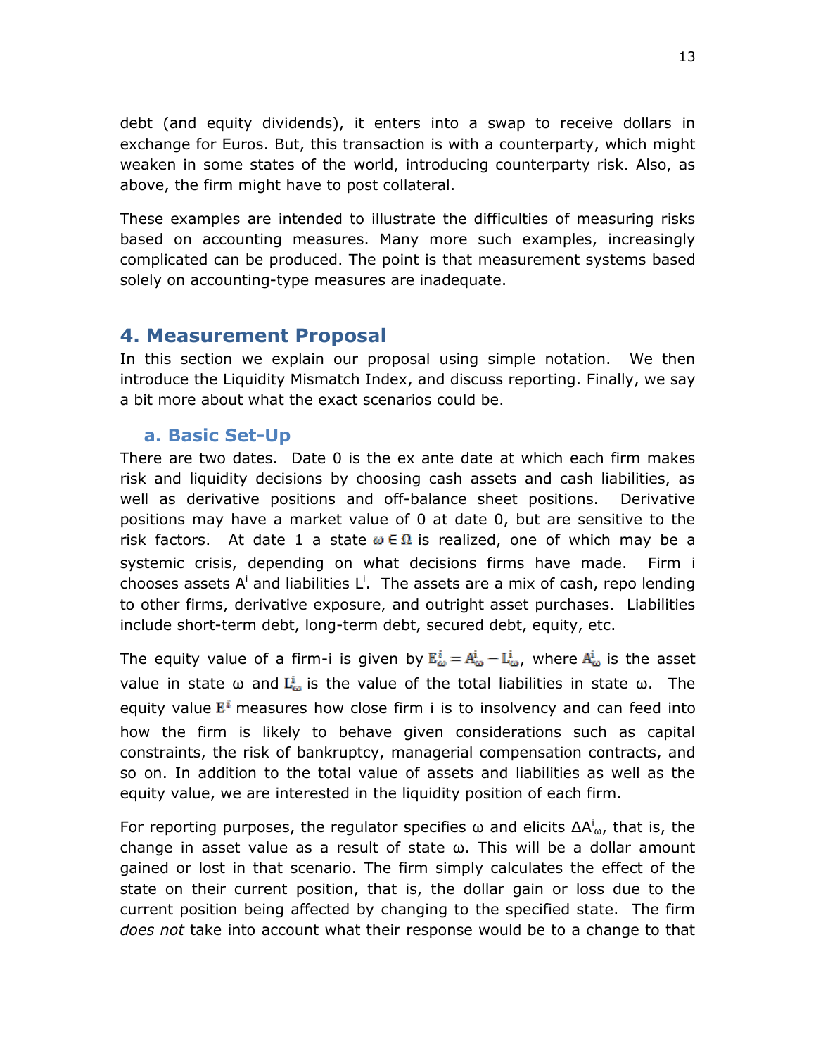debt (and equity dividends), it enters into a swap to receive dollars in exchange for Euros. But, this transaction is with a counterparty, which might weaken in some states of the world, introducing counterparty risk. Also, as above, the firm might have to post collateral.

These examples are intended to illustrate the difficulties of measuring risks based on accounting measures. Many more such examples, increasingly complicated can be produced. The point is that measurement systems based solely on accounting-type measures are inadequate.

## 4. Measurement Proposal

In this section we explain our proposal using simple notation. We then introduce the Liquidity Mismatch Index, and discuss reporting. Finally, we say a bit more about what the exact scenarios could be.

### a. Basic Set-Up

There are two dates. Date 0 is the ex ante date at which each firm makes risk and liquidity decisions by choosing cash assets and cash liabilities, as well as derivative positions and off-balance sheet positions. Derivative positions may have a market value of 0 at date 0, but are sensitive to the risk factors. At date 1 a state $\omega \in \Omega$ is realized, one of which may be a systemic crisis, depending on what decisions firms have made. Firm i chooses assets $A^i$ and liabilities $L^i$. The assets are a mix of cash, repo lending to other firms, derivative exposure, and outright asset purchases. Liabilities include short-term debt, long-term debt, secured debt, equity, etc.

The equity value of a firm-i is given by $E^i_\omega = A^i_\omega - L^i_\omega$, where $A^i_\omega$ is the asset value in state ω and $L^i_\omega$ is the value of the total liabilities in state ω. The equity value $E^i$ measures how close firm i is to insolvency and can feed into how the firm is likely to behave given considerations such as capital constraints, the risk of bankruptcy, managerial compensation contracts, and so on. In addition to the total value of assets and liabilities as well as the equity value, we are interested in the liquidity position of each firm.

For reporting purposes, the regulator specifies ω and elicits $\Delta A^i_\omega$, that is, the change in asset value as a result of state ω. This will be a dollar amount gained or lost in that scenario. The firm simply calculates the effect of the state on their current position, that is, the dollar gain or loss due to the current position being affected by changing to the specified state. The firm *does not* take into account what their response would be to a change to that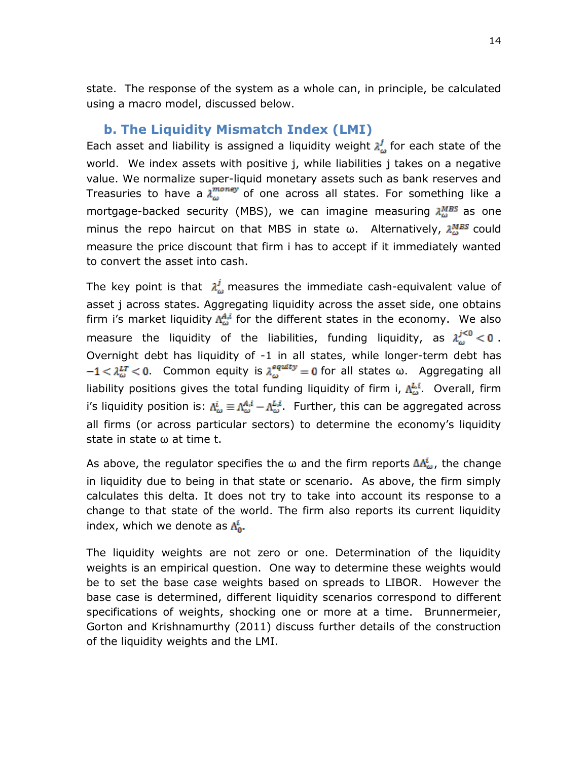state. The response of the system as a whole can, in principle, be calculated using a macro model, discussed below.

## b. The Liquidity Mismatch Index (LMI)

Each asset and liability is assigned a liquidity weight $\lambda_{\omega}^{j}$ for each state of the world. We index assets with positive j, while liabilities j takes on a negative value. We normalize super-liquid monetary assets such as bank reserves and Treasuries to have a $\lambda_{\omega}^{money}$ of one across all states. For something like a mortgage-backed security (MBS), we can imagine measuring $\lambda_{\omega}^{MBS}$ as one minus the repo haircut on that MBS in state ω. Alternatively, $\lambda_{\omega}^{MBS}$ could measure the price discount that firm i has to accept if it immediately wanted to convert the asset into cash.

The key point is that $\lambda_{\omega}^{j}$ measures the immediate cash-equivalent value of asset j across states. Aggregating liquidity across the asset side, one obtains firm i's market liquidity $\Lambda_{\omega}^{A,i}$ for the different states in the economy. We also measure the liquidity of the liabilities, funding liquidity, as $\lambda_{\omega}^{j<0} < 0$. Overnight debt has liquidity of -1 in all states, while longer-term debt has $-1 < \lambda_{\omega}^{LT} < 0$. Common equity is $\lambda_{\omega}^{equity} = 0$ for all states ω. Aggregating all liability positions gives the total funding liquidity of firm i, $\Lambda_{\omega}^{L,i}$. Overall, firm i's liquidity position is: $\Lambda_{\omega}^{i} \equiv \Lambda_{\omega}^{A,i} - \Lambda_{\omega}^{L,i}$. Further, this can be aggregated across all firms (or across particular sectors) to determine the economy's liquidity state in state ω at time t.

As above, the regulator specifies the ω and the firm reports $\Delta\Lambda_{\omega}^{i}$, the change in liquidity due to being in that state or scenario. As above, the firm simply calculates this delta. It does not try to take into account its response to a change to that state of the world. The firm also reports its current liquidity index, which we denote as $\Lambda_{0}^{i}$.

The liquidity weights are not zero or one. Determination of the liquidity weights is an empirical question. One way to determine these weights would be to set the base case weights based on spreads to LIBOR. However the base case is determined, different liquidity scenarios correspond to different specifications of weights, shocking one or more at a time. Brunnermeier, Gorton and Krishnamurthy (2011) discuss further details of the construction of the liquidity weights and the LMI.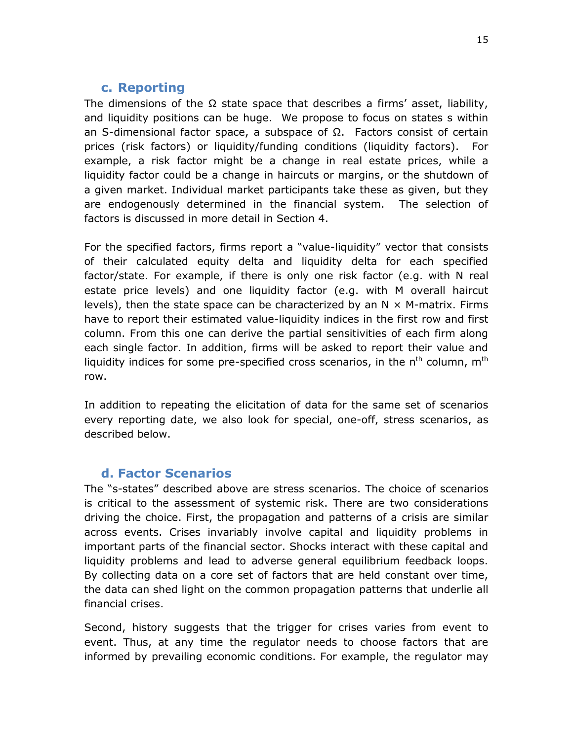### c. Reporting

The dimensions of the Ω state space that describes a firms' asset, liability, and liquidity positions can be huge. We propose to focus on states s within an S-dimensional factor space, a subspace of Ω. Factors consist of certain prices (risk factors) or liquidity/funding conditions (liquidity factors). For example, a risk factor might be a change in real estate prices, while a liquidity factor could be a change in haircuts or margins, or the shutdown of a given market. Individual market participants take these as given, but they are endogenously determined in the financial system. The selection of factors is discussed in more detail in Section 4.

For the specified factors, firms report a "value-liquidity" vector that consists of their calculated equity delta and liquidity delta for each specified factor/state. For example, if there is only one risk factor (e.g. with N real estate price levels) and one liquidity factor (e.g. with M overall haircut levels), then the state space can be characterized by an $N \times M$-matrix. Firms have to report their estimated value-liquidity indices in the first row and first column. From this one can derive the partial sensitivities of each firm along each single factor. In addition, firms will be asked to report their value and liquidity indices for some pre-specified cross scenarios, in the $n^{th}$ column, $m^{th}$ row.

In addition to repeating the elicitation of data for the same set of scenarios every reporting date, we also look for special, one-off, stress scenarios, as described below.

### d. Factor Scenarios

The "s-states" described above are stress scenarios. The choice of scenarios is critical to the assessment of systemic risk. There are two considerations driving the choice. First, the propagation and patterns of a crisis are similar across events. Crises invariably involve capital and liquidity problems in important parts of the financial sector. Shocks interact with these capital and liquidity problems and lead to adverse general equilibrium feedback loops. By collecting data on a core set of factors that are held constant over time, the data can shed light on the common propagation patterns that underlie all financial crises.

Second, history suggests that the trigger for crises varies from event to event. Thus, at any time the regulator needs to choose factors that are informed by prevailing economic conditions. For example, the regulator may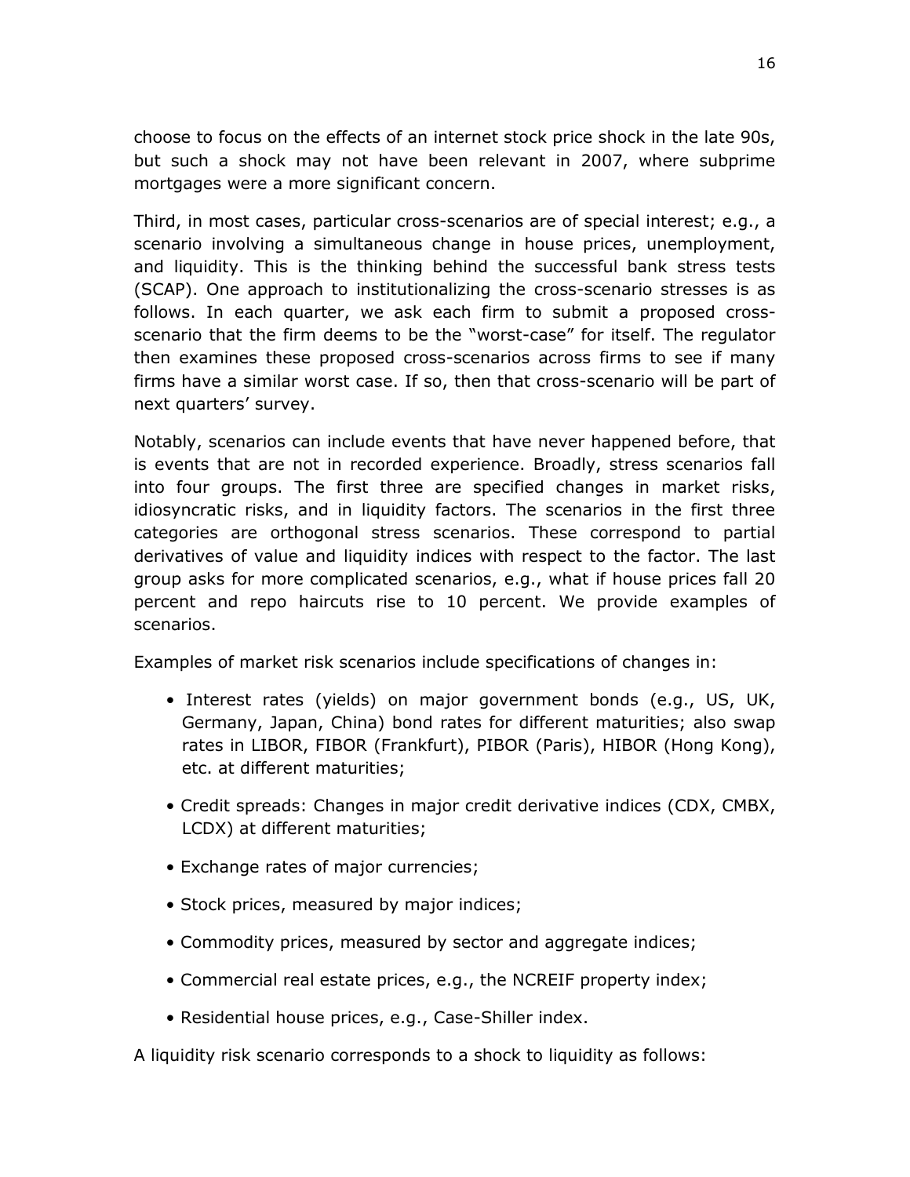choose to focus on the effects of an internet stock price shock in the late 90s, but such a shock may not have been relevant in 2007, where subprime mortgages were a more significant concern.

Third, in most cases, particular cross-scenarios are of special interest; e.g., a scenario involving a simultaneous change in house prices, unemployment, and liquidity. This is the thinking behind the successful bank stress tests (SCAP). One approach to institutionalizing the cross-scenario stresses is as follows. In each quarter, we ask each firm to submit a proposed cross-scenario that the firm deems to be the "worst-case" for itself. The regulator then examines these proposed cross-scenarios across firms to see if many firms have a similar worst case. If so, then that cross-scenario will be part of next quarters' survey.

Notably, scenarios can include events that have never happened before, that is events that are not in recorded experience. Broadly, stress scenarios fall into four groups. The first three are specified changes in market risks, idiosyncratic risks, and in liquidity factors. The scenarios in the first three categories are orthogonal stress scenarios. These correspond to partial derivatives of value and liquidity indices with respect to the factor. The last group asks for more complicated scenarios, e.g., what if house prices fall 20 percent and repo haircuts rise to 10 percent. We provide examples of scenarios.

Examples of market risk scenarios include specifications of changes in:

- Interest rates (yields) on major government bonds (e.g., US, UK, Germany, Japan, China) bond rates for different maturities; also swap rates in LIBOR, FIBOR (Frankfurt), PIBOR (Paris), HIBOR (Hong Kong), etc. at different maturities;
- Credit spreads: Changes in major credit derivative indices (CDX, CMBX, LCDX) at different maturities;
- Exchange rates of major currencies;
- Stock prices, measured by major indices;
- Commodity prices, measured by sector and aggregate indices;
- Commercial real estate prices, e.g., the NCREIF property index;
- Residential house prices, e.g., Case-Shiller index.

A liquidity risk scenario corresponds to a shock to liquidity as follows: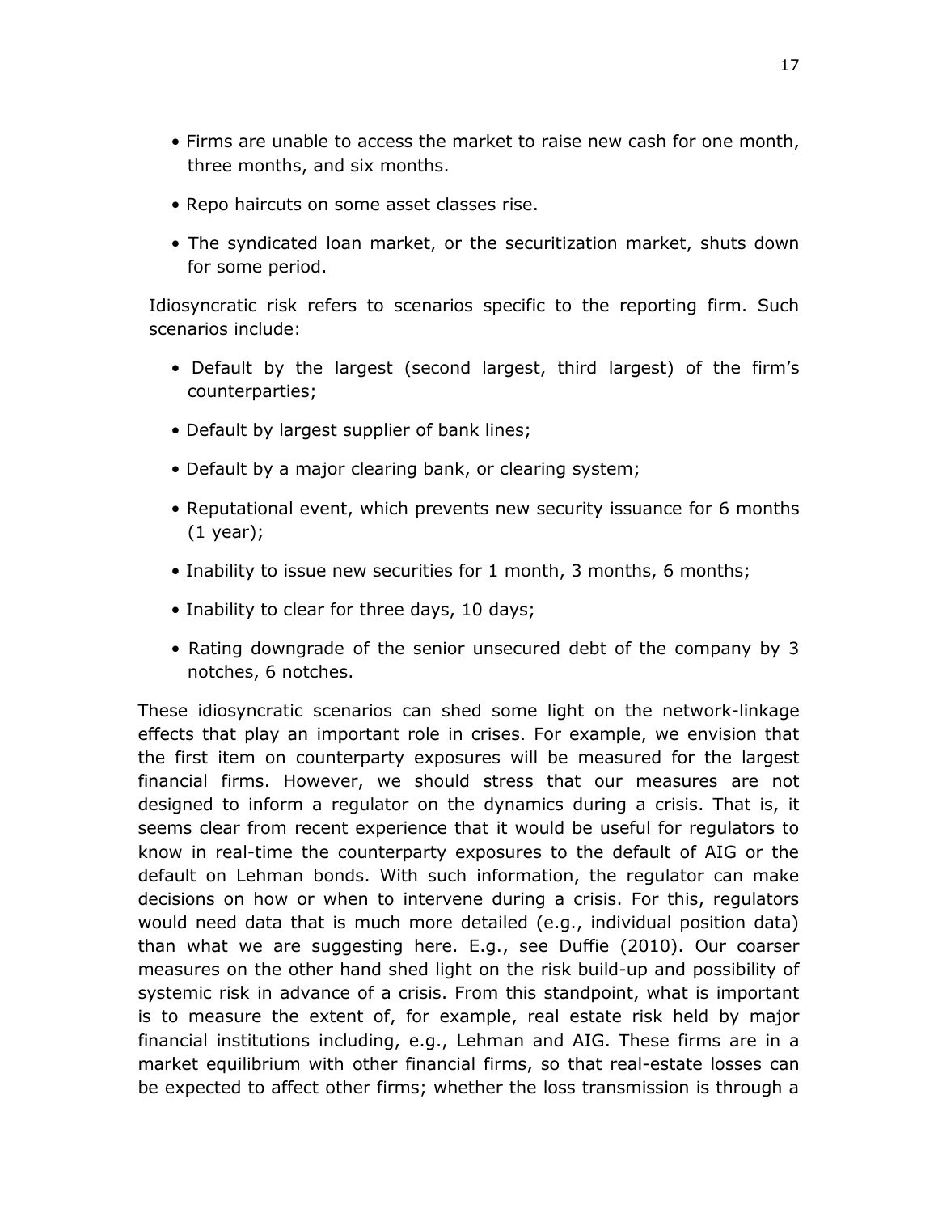- Firms are unable to access the market to raise new cash for one month, three months, and six months.
- Repo haircuts on some asset classes rise.
- The syndicated loan market, or the securitization market, shuts down for some period.

Idiosyncratic risk refers to scenarios specific to the reporting firm. Such scenarios include:

- Default by the largest (second largest, third largest) of the firm's counterparties;
- Default by largest supplier of bank lines;
- Default by a major clearing bank, or clearing system;
- Reputational event, which prevents new security issuance for 6 months (1 year);
- Inability to issue new securities for 1 month, 3 months, 6 months;
- Inability to clear for three days, 10 days;
- Rating downgrade of the senior unsecured debt of the company by 3 notches, 6 notches.

These idiosyncratic scenarios can shed some light on the network-linkage effects that play an important role in crises. For example, we envision that the first item on counterparty exposures will be measured for the largest financial firms. However, we should stress that our measures are not designed to inform a regulator on the dynamics during a crisis. That is, it seems clear from recent experience that it would be useful for regulators to know in real-time the counterparty exposures to the default of AIG or the default on Lehman bonds. With such information, the regulator can make decisions on how or when to intervene during a crisis. For this, regulators would need data that is much more detailed (e.g., individual position data) than what we are suggesting here. E.g., see Duffie (2010). Our coarser measures on the other hand shed light on the risk build-up and possibility of systemic risk in advance of a crisis. From this standpoint, what is important is to measure the extent of, for example, real estate risk held by major financial institutions including, e.g., Lehman and AIG. These firms are in a market equilibrium with other financial firms, so that real-estate losses can be expected to affect other firms; whether the loss transmission is through a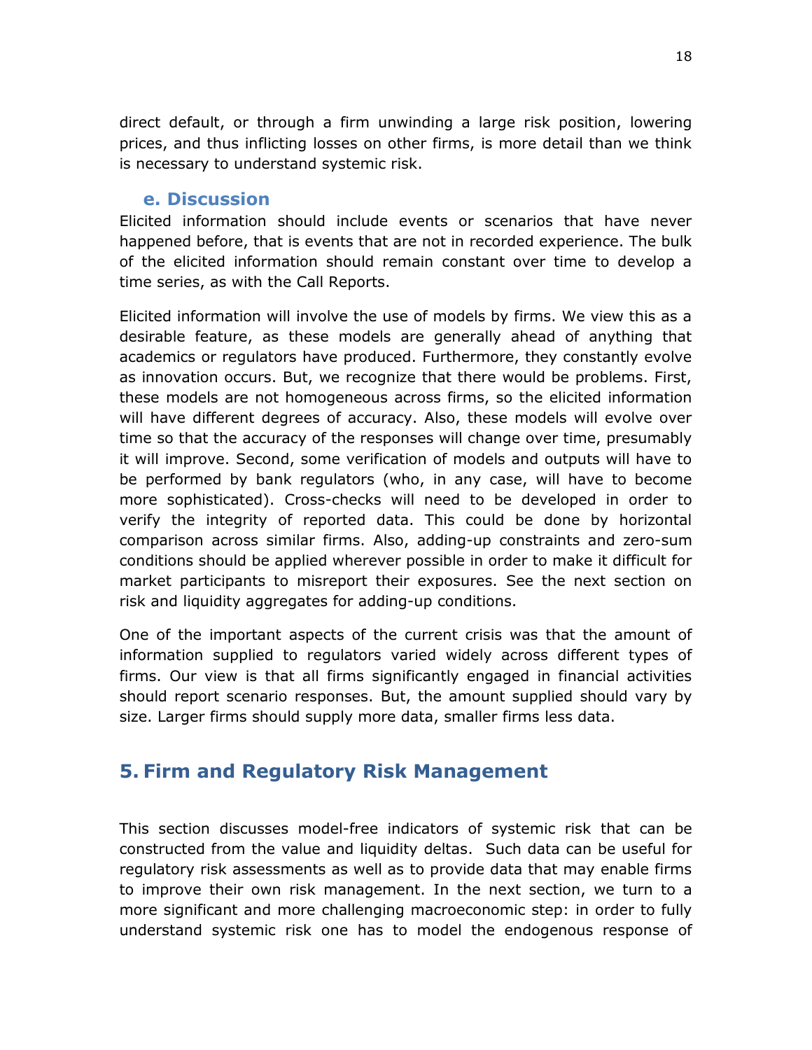direct default, or through a firm unwinding a large risk position, lowering prices, and thus inflicting losses on other firms, is more detail than we think is necessary to understand systemic risk.

### e. Discussion

Elicited information should include events or scenarios that have never happened before, that is events that are not in recorded experience. The bulk of the elicited information should remain constant over time to develop a time series, as with the Call Reports.

Elicited information will involve the use of models by firms. We view this as a desirable feature, as these models are generally ahead of anything that academics or regulators have produced. Furthermore, they constantly evolve as innovation occurs. But, we recognize that there would be problems. First, these models are not homogeneous across firms, so the elicited information will have different degrees of accuracy. Also, these models will evolve over time so that the accuracy of the responses will change over time, presumably it will improve. Second, some verification of models and outputs will have to be performed by bank regulators (who, in any case, will have to become more sophisticated). Cross-checks will need to be developed in order to verify the integrity of reported data. This could be done by horizontal comparison across similar firms. Also, adding-up constraints and zero-sum conditions should be applied wherever possible in order to make it difficult for market participants to misreport their exposures. See the next section on risk and liquidity aggregates for adding-up conditions.

One of the important aspects of the current crisis was that the amount of information supplied to regulators varied widely across different types of firms. Our view is that all firms significantly engaged in financial activities should report scenario responses. But, the amount supplied should vary by size. Larger firms should supply more data, smaller firms less data.

## 5. Firm and Regulatory Risk Management

This section discusses model-free indicators of systemic risk that can be constructed from the value and liquidity deltas. Such data can be useful for regulatory risk assessments as well as to provide data that may enable firms to improve their own risk management. In the next section, we turn to a more significant and more challenging macroeconomic step: in order to fully understand systemic risk one has to model the endogenous response of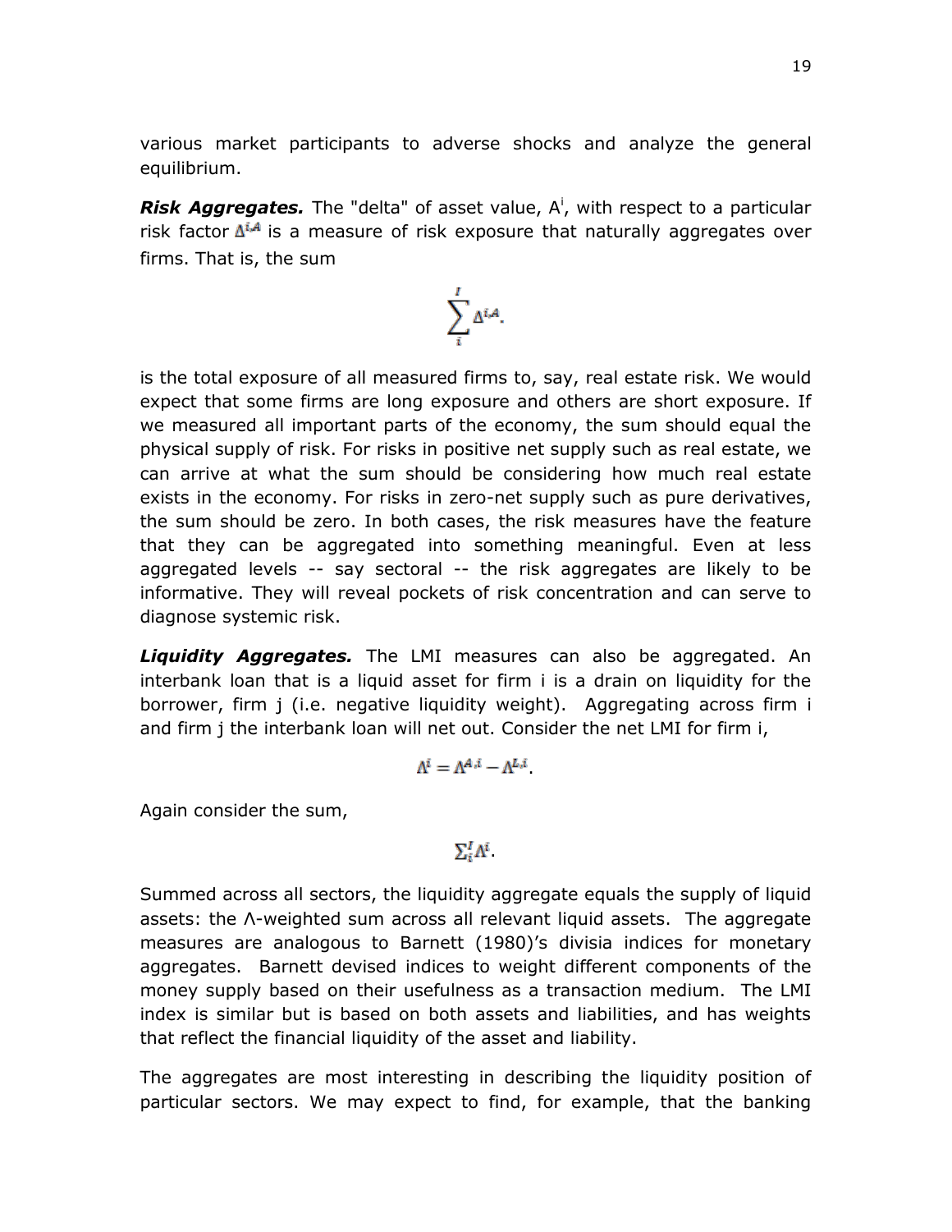various market participants to adverse shocks and analyze the general equilibrium.

***Risk Aggregates.*** The "delta" of asset value, $A^i$, with respect to a particular risk factor $\Delta^{i,A}$ is a measure of risk exposure that naturally aggregates over firms. That is, the sum

$$\sum_i^I \Delta^{i,A}.$$

is the total exposure of all measured firms to, say, real estate risk. We would expect that some firms are long exposure and others are short exposure. If we measured all important parts of the economy, the sum should equal the physical supply of risk. For risks in positive net supply such as real estate, we can arrive at what the sum should be considering how much real estate exists in the economy. For risks in zero-net supply such as pure derivatives, the sum should be zero. In both cases, the risk measures have the feature that they can be aggregated into something meaningful. Even at less aggregated levels -- say sectoral -- the risk aggregates are likely to be informative. They will reveal pockets of risk concentration and can serve to diagnose systemic risk.

***Liquidity Aggregates.*** The LMI measures can also be aggregated. An interbank loan that is a liquid asset for firm i is a drain on liquidity for the borrower, firm j (i.e. negative liquidity weight). Aggregating across firm i and firm j the interbank loan will net out. Consider the net LMI for firm i,

$$\Lambda^i = \Lambda^{A,i} - \Lambda^{L,i}.$$

Again consider the sum,

$$\Sigma_i^I \Lambda^i.$$

Summed across all sectors, the liquidity aggregate equals the supply of liquid assets: the Λ-weighted sum across all relevant liquid assets. The aggregate measures are analogous to Barnett (1980)'s divisia indices for monetary aggregates. Barnett devised indices to weight different components of the money supply based on their usefulness as a transaction medium. The LMI index is similar but is based on both assets and liabilities, and has weights that reflect the financial liquidity of the asset and liability.

The aggregates are most interesting in describing the liquidity position of particular sectors. We may expect to find, for example, that the banking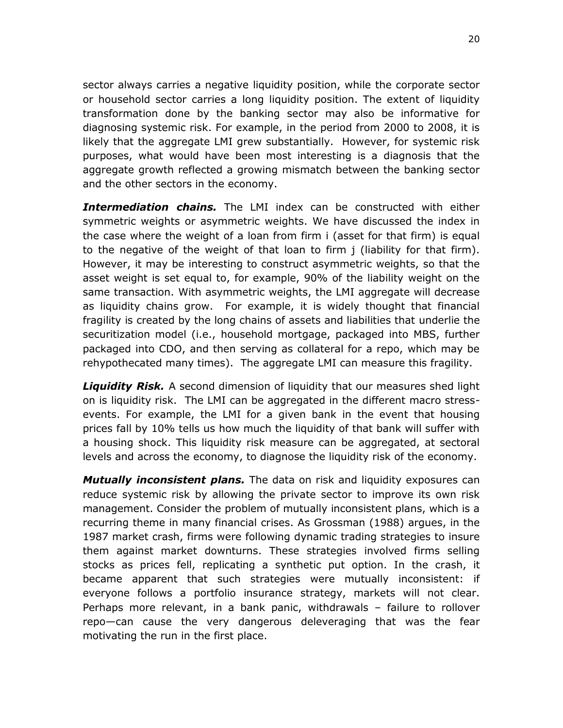sector always carries a negative liquidity position, while the corporate sector or household sector carries a long liquidity position. The extent of liquidity transformation done by the banking sector may also be informative for diagnosing systemic risk. For example, in the period from 2000 to 2008, it is likely that the aggregate LMI grew substantially. However, for systemic risk purposes, what would have been most interesting is a diagnosis that the aggregate growth reflected a growing mismatch between the banking sector and the other sectors in the economy.

***Intermediation chains.*** The LMI index can be constructed with either symmetric weights or asymmetric weights. We have discussed the index in the case where the weight of a loan from firm i (asset for that firm) is equal to the negative of the weight of that loan to firm j (liability for that firm). However, it may be interesting to construct asymmetric weights, so that the asset weight is set equal to, for example, 90% of the liability weight on the same transaction. With asymmetric weights, the LMI aggregate will decrease as liquidity chains grow. For example, it is widely thought that financial fragility is created by the long chains of assets and liabilities that underlie the securitization model (i.e., household mortgage, packaged into MBS, further packaged into CDO, and then serving as collateral for a repo, which may be rehypothecated many times). The aggregate LMI can measure this fragility.

***Liquidity Risk.*** A second dimension of liquidity that our measures shed light on is liquidity risk. The LMI can be aggregated in the different macro stress-events. For example, the LMI for a given bank in the event that housing prices fall by 10% tells us how much the liquidity of that bank will suffer with a housing shock. This liquidity risk measure can be aggregated, at sectoral levels and across the economy, to diagnose the liquidity risk of the economy.

***Mutually inconsistent plans.*** The data on risk and liquidity exposures can reduce systemic risk by allowing the private sector to improve its own risk management. Consider the problem of mutually inconsistent plans, which is a recurring theme in many financial crises. As Grossman (1988) argues, in the 1987 market crash, firms were following dynamic trading strategies to insure them against market downturns. These strategies involved firms selling stocks as prices fell, replicating a synthetic put option. In the crash, it became apparent that such strategies were mutually inconsistent: if everyone follows a portfolio insurance strategy, markets will not clear. Perhaps more relevant, in a bank panic, withdrawals – failure to rollover repo—can cause the very dangerous deleveraging that was the fear motivating the run in the first place.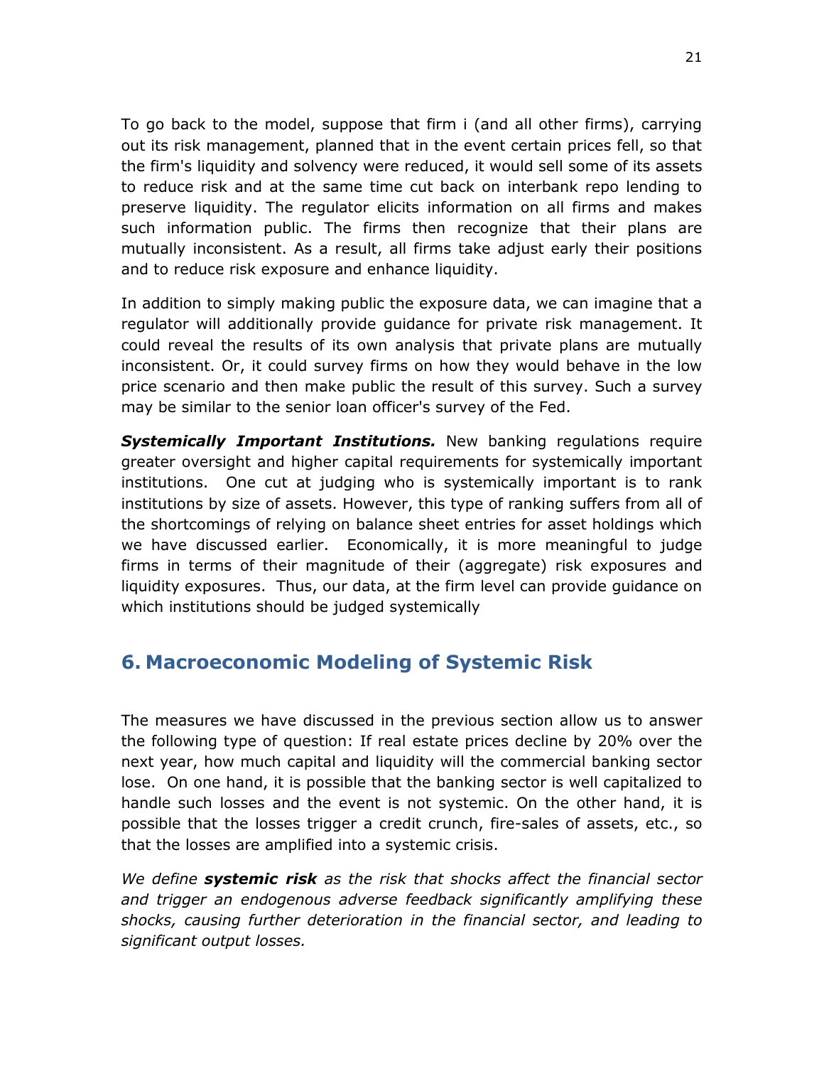To go back to the model, suppose that firm i (and all other firms), carrying out its risk management, planned that in the event certain prices fell, so that the firm's liquidity and solvency were reduced, it would sell some of its assets to reduce risk and at the same time cut back on interbank repo lending to preserve liquidity. The regulator elicits information on all firms and makes such information public. The firms then recognize that their plans are mutually inconsistent. As a result, all firms take adjust early their positions and to reduce risk exposure and enhance liquidity.

In addition to simply making public the exposure data, we can imagine that a regulator will additionally provide guidance for private risk management. It could reveal the results of its own analysis that private plans are mutually inconsistent. Or, it could survey firms on how they would behave in the low price scenario and then make public the result of this survey. Such a survey may be similar to the senior loan officer's survey of the Fed.

***Systemically Important Institutions.*** New banking regulations require greater oversight and higher capital requirements for systemically important institutions. One cut at judging who is systemically important is to rank institutions by size of assets. However, this type of ranking suffers from all of the shortcomings of relying on balance sheet entries for asset holdings which we have discussed earlier. Economically, it is more meaningful to judge firms in terms of their magnitude of their (aggregate) risk exposures and liquidity exposures. Thus, our data, at the firm level can provide guidance on which institutions should be judged systemically

## 6. Macroeconomic Modeling of Systemic Risk

The measures we have discussed in the previous section allow us to answer the following type of question: If real estate prices decline by 20% over the next year, how much capital and liquidity will the commercial banking sector lose. On one hand, it is possible that the banking sector is well capitalized to handle such losses and the event is not systemic. On the other hand, it is possible that the losses trigger a credit crunch, fire-sales of assets, etc., so that the losses are amplified into a systemic crisis.

*We define **systemic risk** as the risk that shocks affect the financial sector and trigger an endogenous adverse feedback significantly amplifying these shocks, causing further deterioration in the financial sector, and leading to significant output losses.*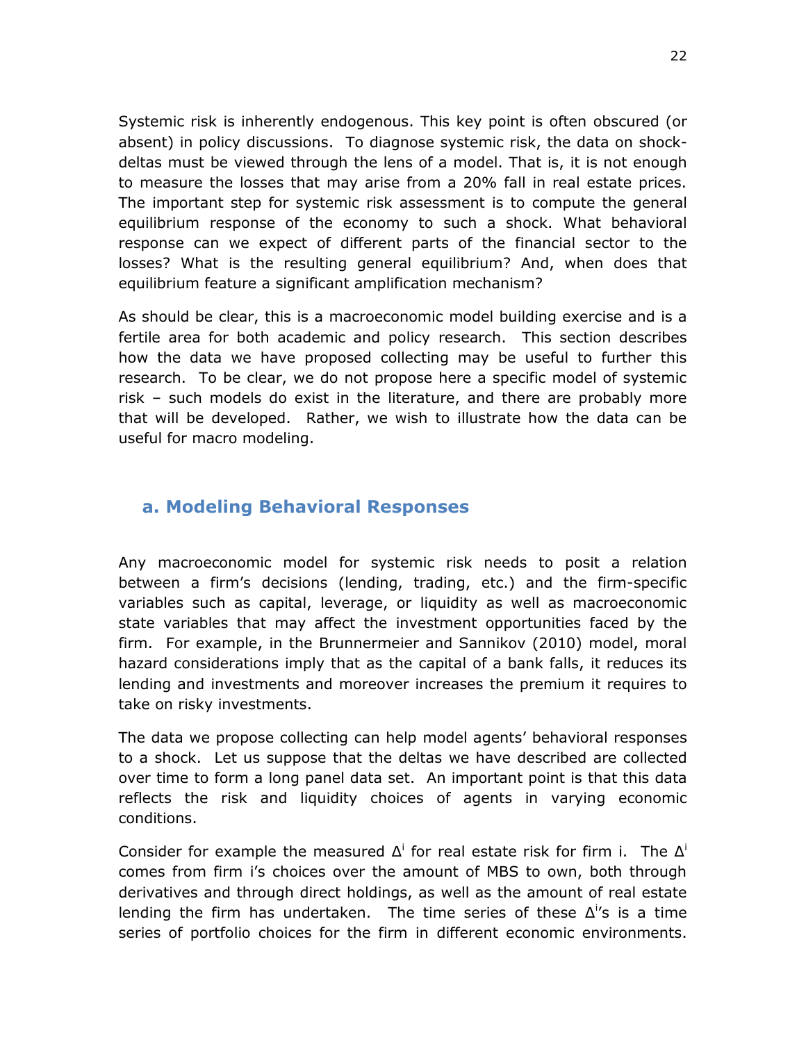Systemic risk is inherently endogenous. This key point is often obscured (or absent) in policy discussions. To diagnose systemic risk, the data on shock-deltas must be viewed through the lens of a model. That is, it is not enough to measure the losses that may arise from a 20% fall in real estate prices. The important step for systemic risk assessment is to compute the general equilibrium response of the economy to such a shock. What behavioral response can we expect of different parts of the financial sector to the losses? What is the resulting general equilibrium? And, when does that equilibrium feature a significant amplification mechanism?

As should be clear, this is a macroeconomic model building exercise and is a fertile area for both academic and policy research. This section describes how the data we have proposed collecting may be useful to further this research. To be clear, we do not propose here a specific model of systemic risk – such models do exist in the literature, and there are probably more that will be developed. Rather, we wish to illustrate how the data can be useful for macro modeling.

## a. Modeling Behavioral Responses

Any macroeconomic model for systemic risk needs to posit a relation between a firm's decisions (lending, trading, etc.) and the firm-specific variables such as capital, leverage, or liquidity as well as macroeconomic state variables that may affect the investment opportunities faced by the firm. For example, in the Brunnermeier and Sannikov (2010) model, moral hazard considerations imply that as the capital of a bank falls, it reduces its lending and investments and moreover increases the premium it requires to take on risky investments.

The data we propose collecting can help model agents' behavioral responses to a shock. Let us suppose that the deltas we have described are collected over time to form a long panel data set. An important point is that this data reflects the risk and liquidity choices of agents in varying economic conditions.

Consider for example the measured $\Delta^i$ for real estate risk for firm i. The $\Delta^i$ comes from firm i's choices over the amount of MBS to own, both through derivatives and through direct holdings, as well as the amount of real estate lending the firm has undertaken. The time series of these $\Delta^i$'s is a time series of portfolio choices for the firm in different economic environments.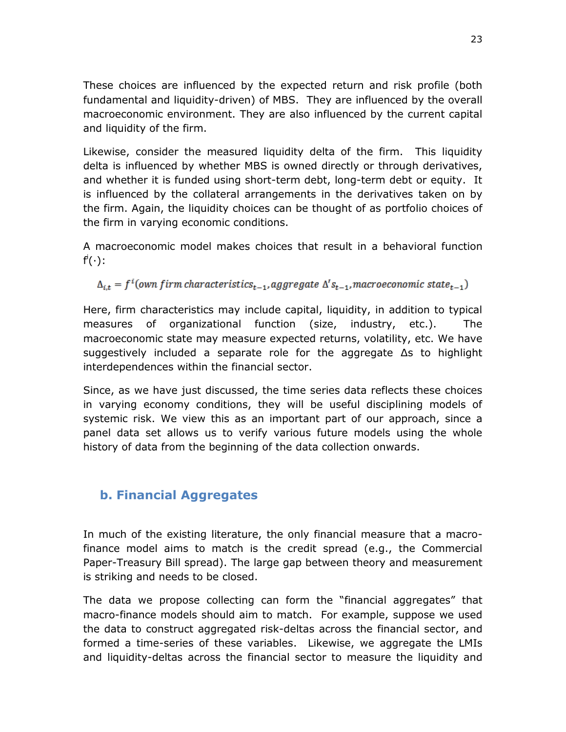These choices are influenced by the expected return and risk profile (both fundamental and liquidity-driven) of MBS. They are influenced by the overall macroeconomic environment. They are also influenced by the current capital and liquidity of the firm.

Likewise, consider the measured liquidity delta of the firm. This liquidity delta is influenced by whether MBS is owned directly or through derivatives, and whether it is funded using short-term debt, long-term debt or equity. It is influenced by the collateral arrangements in the derivatives taken on by the firm. Again, the liquidity choices can be thought of as portfolio choices of the firm in varying economic conditions.

A macroeconomic model makes choices that result in a behavioral function $f^i(\cdot)$:

$$\Delta_{i,t} = f^i(own\ firm\ characteristics_{t-1}, aggregate\ \Delta' s_{t-1}, macroeconomic\ state_{t-1})$$

Here, firm characteristics may include capital, liquidity, in addition to typical measures of organizational function (size, industry, etc.). The macroeconomic state may measure expected returns, volatility, etc. We have suggestively included a separate role for the aggregate Δs to highlight interdependences within the financial sector.

Since, as we have just discussed, the time series data reflects these choices in varying economy conditions, they will be useful disciplining models of systemic risk. We view this as an important part of our approach, since a panel data set allows us to verify various future models using the whole history of data from the beginning of the data collection onwards.

## b. Financial Aggregates

In much of the existing literature, the only financial measure that a macro-finance model aims to match is the credit spread (e.g., the Commercial Paper-Treasury Bill spread). The large gap between theory and measurement is striking and needs to be closed.

The data we propose collecting can form the "financial aggregates" that macro-finance models should aim to match. For example, suppose we used the data to construct aggregated risk-deltas across the financial sector, and formed a time-series of these variables. Likewise, we aggregate the LMIs and liquidity-deltas across the financial sector to measure the liquidity and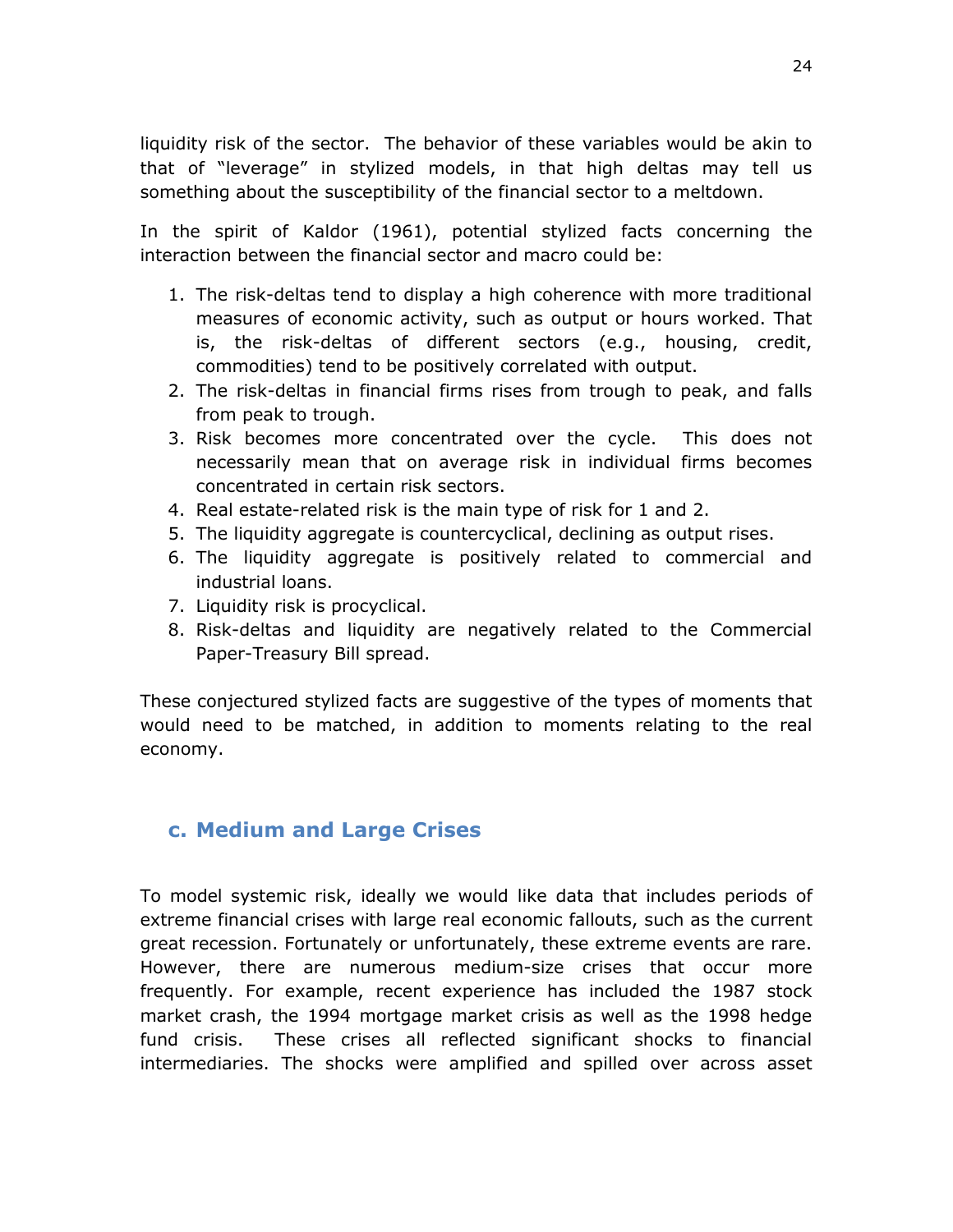liquidity risk of the sector. The behavior of these variables would be akin to that of "leverage" in stylized models, in that high deltas may tell us something about the susceptibility of the financial sector to a meltdown.

In the spirit of Kaldor (1961), potential stylized facts concerning the interaction between the financial sector and macro could be:

1. The risk-deltas tend to display a high coherence with more traditional measures of economic activity, such as output or hours worked. That is, the risk-deltas of different sectors (e.g., housing, credit, commodities) tend to be positively correlated with output.
2. The risk-deltas in financial firms rises from trough to peak, and falls from peak to trough.
3. Risk becomes more concentrated over the cycle. This does not necessarily mean that on average risk in individual firms becomes concentrated in certain risk sectors.
4. Real estate-related risk is the main type of risk for 1 and 2.
5. The liquidity aggregate is countercyclical, declining as output rises.
6. The liquidity aggregate is positively related to commercial and industrial loans.
7. Liquidity risk is procyclical.
8. Risk-deltas and liquidity are negatively related to the Commercial Paper-Treasury Bill spread.

These conjectured stylized facts are suggestive of the types of moments that would need to be matched, in addition to moments relating to the real economy.

### c. Medium and Large Crises

To model systemic risk, ideally we would like data that includes periods of extreme financial crises with large real economic fallouts, such as the current great recession. Fortunately or unfortunately, these extreme events are rare. However, there are numerous medium-size crises that occur more frequently. For example, recent experience has included the 1987 stock market crash, the 1994 mortgage market crisis as well as the 1998 hedge fund crisis. These crises all reflected significant shocks to financial intermediaries. The shocks were amplified and spilled over across asset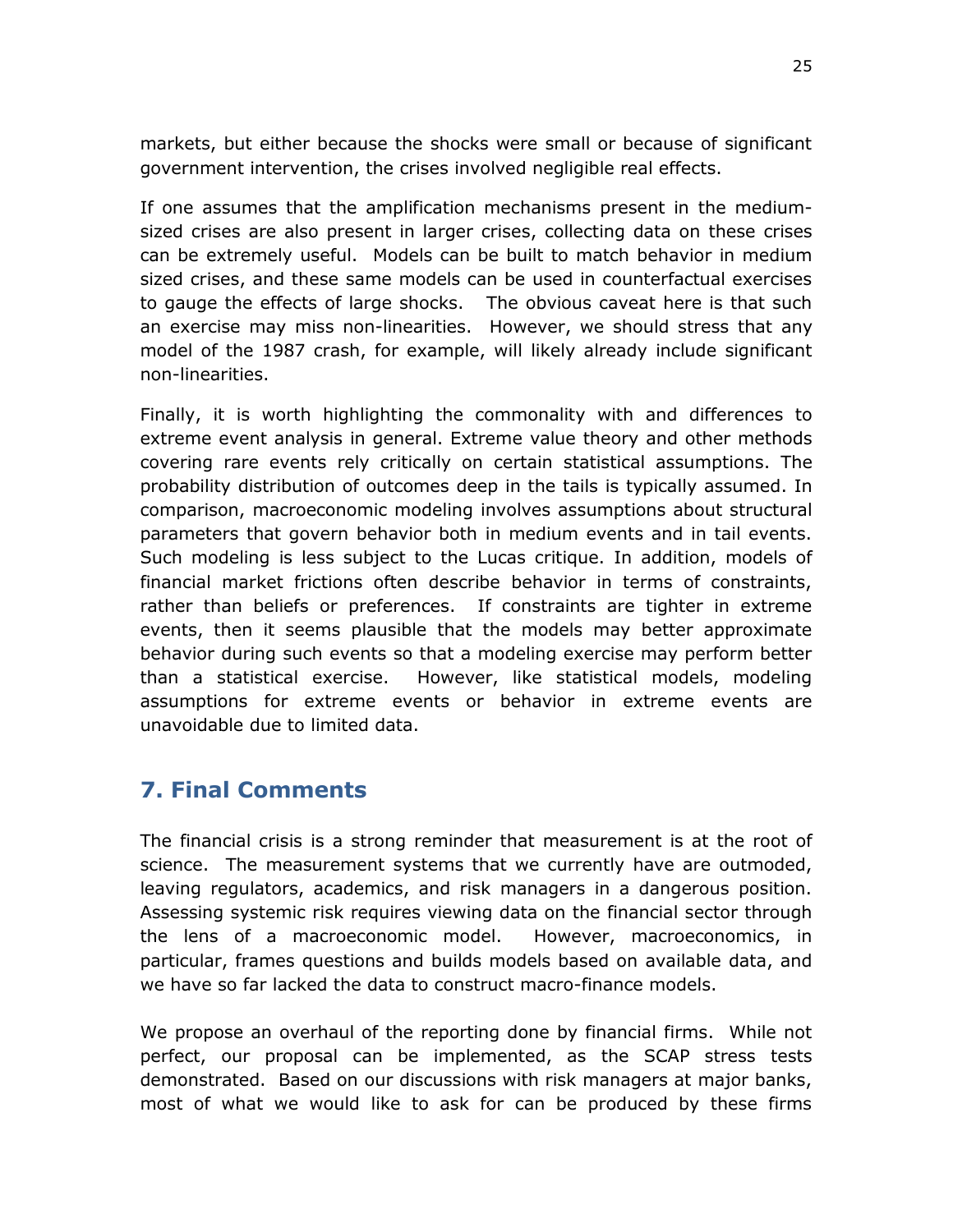markets, but either because the shocks were small or because of significant government intervention, the crises involved negligible real effects.

If one assumes that the amplification mechanisms present in the medium-sized crises are also present in larger crises, collecting data on these crises can be extremely useful. Models can be built to match behavior in medium sized crises, and these same models can be used in counterfactual exercises to gauge the effects of large shocks. The obvious caveat here is that such an exercise may miss non-linearities. However, we should stress that any model of the 1987 crash, for example, will likely already include significant non-linearities.

Finally, it is worth highlighting the commonality with and differences to extreme event analysis in general. Extreme value theory and other methods covering rare events rely critically on certain statistical assumptions. The probability distribution of outcomes deep in the tails is typically assumed. In comparison, macroeconomic modeling involves assumptions about structural parameters that govern behavior both in medium events and in tail events. Such modeling is less subject to the Lucas critique. In addition, models of financial market frictions often describe behavior in terms of constraints, rather than beliefs or preferences. If constraints are tighter in extreme events, then it seems plausible that the models may better approximate behavior during such events so that a modeling exercise may perform better than a statistical exercise. However, like statistical models, modeling assumptions for extreme events or behavior in extreme events are unavoidable due to limited data.

## 7. Final Comments

The financial crisis is a strong reminder that measurement is at the root of science. The measurement systems that we currently have are outmoded, leaving regulators, academics, and risk managers in a dangerous position. Assessing systemic risk requires viewing data on the financial sector through the lens of a macroeconomic model. However, macroeconomics, in particular, frames questions and builds models based on available data, and we have so far lacked the data to construct macro-finance models.

We propose an overhaul of the reporting done by financial firms. While not perfect, our proposal can be implemented, as the SCAP stress tests demonstrated. Based on our discussions with risk managers at major banks, most of what we would like to ask for can be produced by these firms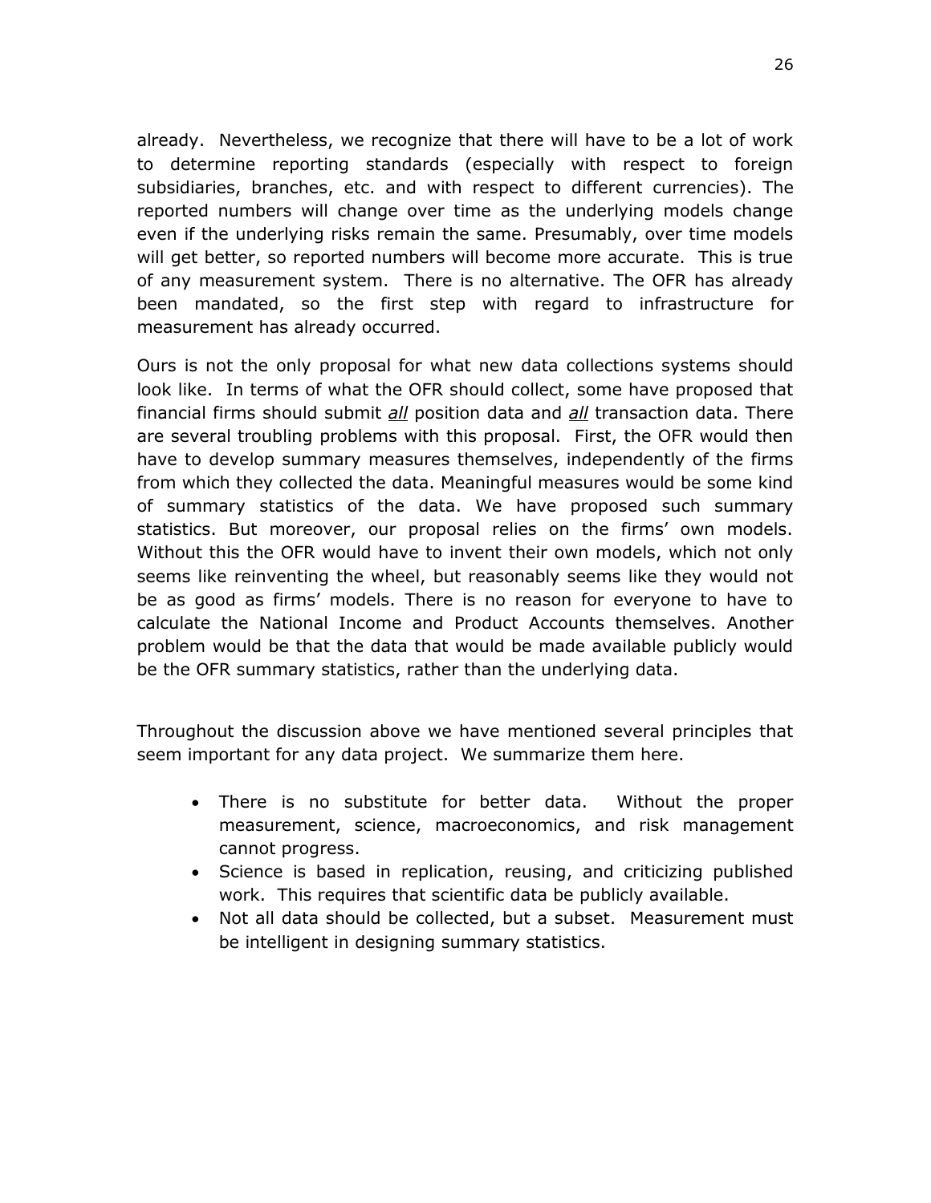already. Nevertheless, we recognize that there will have to be a lot of work to determine reporting standards (especially with respect to foreign subsidiaries, branches, etc. and with respect to different currencies). The reported numbers will change over time as the underlying models change even if the underlying risks remain the same. Presumably, over time models will get better, so reported numbers will become more accurate. This is true of any measurement system. There is no alternative. The OFR has already been mandated, so the first step with regard to infrastructure for measurement has already occurred.

Ours is not the only proposal for what new data collections systems should look like. In terms of what the OFR should collect, some have proposed that financial firms should submit ***all*** position data and ***all*** transaction data. There are several troubling problems with this proposal. First, the OFR would then have to develop summary measures themselves, independently of the firms from which they collected the data. Meaningful measures would be some kind of summary statistics of the data. We have proposed such summary statistics. But moreover, our proposal relies on the firms' own models. Without this the OFR would have to invent their own models, which not only seems like reinventing the wheel, but reasonably seems like they would not be as good as firms' models. There is no reason for everyone to have to calculate the National Income and Product Accounts themselves. Another problem would be that the data that would be made available publicly would be the OFR summary statistics, rather than the underlying data.

Throughout the discussion above we have mentioned several principles that seem important for any data project. We summarize them here.

- There is no substitute for better data. Without the proper measurement, science, macroeconomics, and risk management cannot progress.
- Science is based in replication, reusing, and criticizing published work. This requires that scientific data be publicly available.
- Not all data should be collected, but a subset. Measurement must be intelligent in designing summary statistics.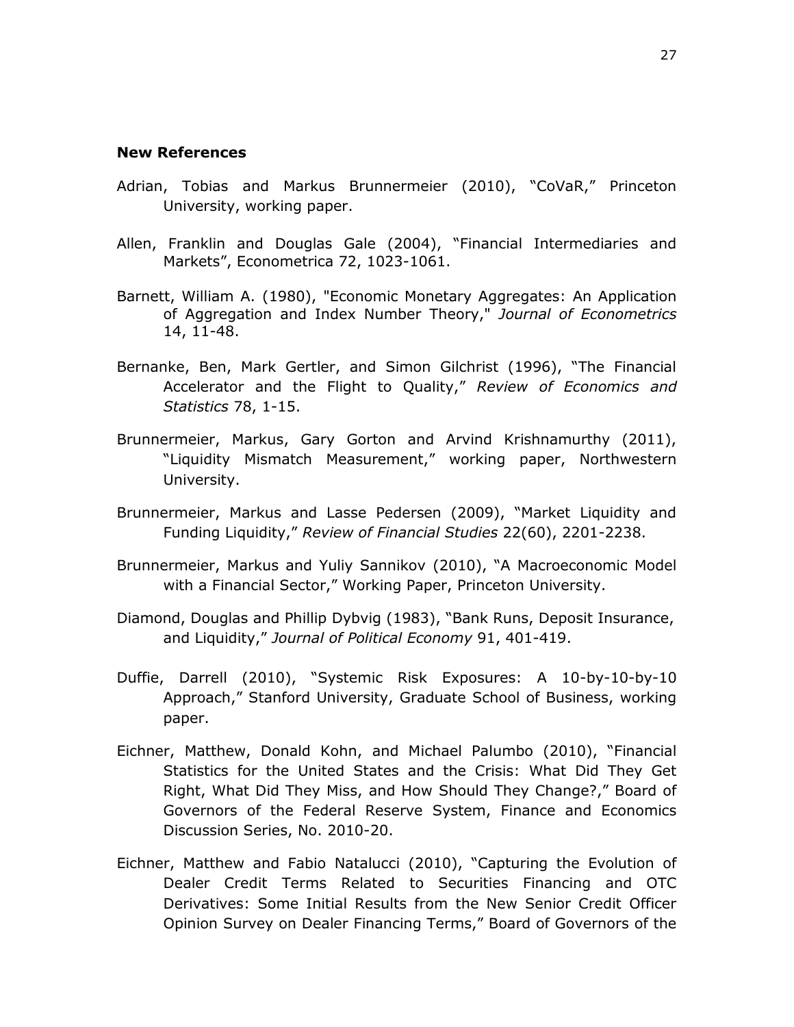**New References**

Adrian, Tobias and Markus Brunnermeier (2010), "CoVaR," Princeton University, working paper.

Allen, Franklin and Douglas Gale (2004), "Financial Intermediaries and Markets", Econometrica 72, 1023-1061.

Barnett, William A. (1980), "Economic Monetary Aggregates: An Application of Aggregation and Index Number Theory," *Journal of Econometrics* 14, 11-48.

Bernanke, Ben, Mark Gertler, and Simon Gilchrist (1996), "The Financial Accelerator and the Flight to Quality," *Review of Economics and Statistics* 78, 1-15.

Brunnermeier, Markus, Gary Gorton and Arvind Krishnamurthy (2011), "Liquidity Mismatch Measurement," working paper, Northwestern University.

Brunnermeier, Markus and Lasse Pedersen (2009), "Market Liquidity and Funding Liquidity," *Review of Financial Studies* 22(60), 2201-2238.

Brunnermeier, Markus and Yuliy Sannikov (2010), "A Macroeconomic Model with a Financial Sector," Working Paper, Princeton University.

Diamond, Douglas and Phillip Dybvig (1983), "Bank Runs, Deposit Insurance, and Liquidity," *Journal of Political Economy* 91, 401-419.

Duffie, Darrell (2010), "Systemic Risk Exposures: A 10-by-10-by-10 Approach," Stanford University, Graduate School of Business, working paper.

Eichner, Matthew, Donald Kohn, and Michael Palumbo (2010), "Financial Statistics for the United States and the Crisis: What Did They Get Right, What Did They Miss, and How Should They Change?," Board of Governors of the Federal Reserve System, Finance and Economics Discussion Series, No. 2010-20.

Eichner, Matthew and Fabio Natalucci (2010), "Capturing the Evolution of Dealer Credit Terms Related to Securities Financing and OTC Derivatives: Some Initial Results from the New Senior Credit Officer Opinion Survey on Dealer Financing Terms," Board of Governors of the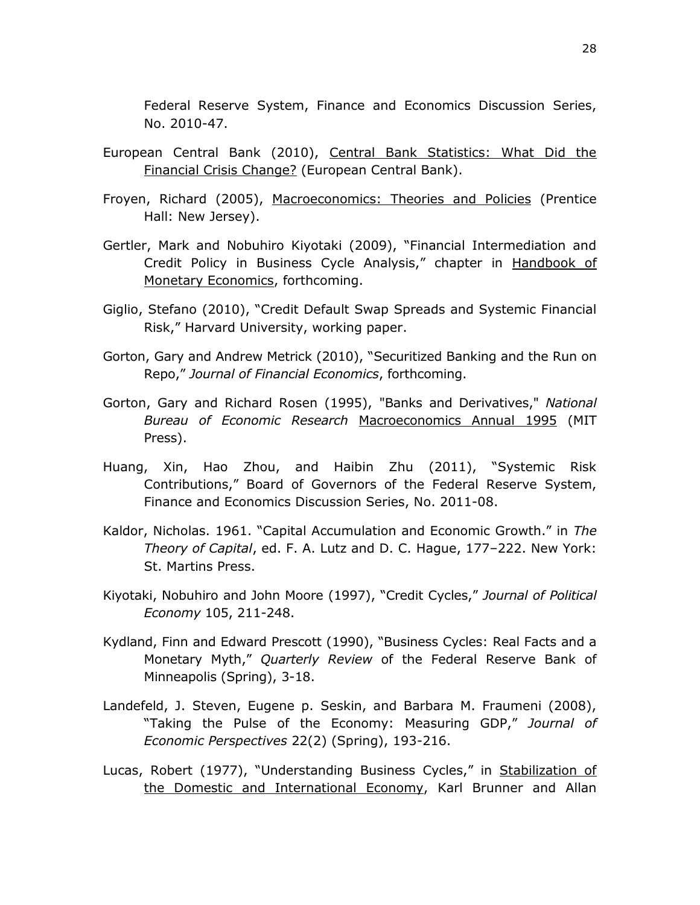Federal Reserve System, Finance and Economics Discussion Series, No. 2010-47.

European Central Bank (2010), Central Bank Statistics: What Did the Financial Crisis Change? (European Central Bank).

Froyen, Richard (2005), Macroeconomics: Theories and Policies (Prentice Hall: New Jersey).

Gertler, Mark and Nobuhiro Kiyotaki (2009), "Financial Intermediation and Credit Policy in Business Cycle Analysis," chapter in Handbook of Monetary Economics, forthcoming.

Giglio, Stefano (2010), "Credit Default Swap Spreads and Systemic Financial Risk," Harvard University, working paper.

Gorton, Gary and Andrew Metrick (2010), "Securitized Banking and the Run on Repo," *Journal of Financial Economics*, forthcoming.

Gorton, Gary and Richard Rosen (1995), "Banks and Derivatives," *National Bureau of Economic Research* Macroeconomics Annual 1995 (MIT Press).

Huang, Xin, Hao Zhou, and Haibin Zhu (2011), "Systemic Risk Contributions," Board of Governors of the Federal Reserve System, Finance and Economics Discussion Series, No. 2011-08.

Kaldor, Nicholas. 1961. "Capital Accumulation and Economic Growth." in *The Theory of Capital*, ed. F. A. Lutz and D. C. Hague, 177–222. New York: St. Martins Press.

Kiyotaki, Nobuhiro and John Moore (1997), "Credit Cycles," *Journal of Political Economy* 105, 211-248.

Kydland, Finn and Edward Prescott (1990), "Business Cycles: Real Facts and a Monetary Myth," *Quarterly Review* of the Federal Reserve Bank of Minneapolis (Spring), 3-18.

Landefeld, J. Steven, Eugene p. Seskin, and Barbara M. Fraumeni (2008), "Taking the Pulse of the Economy: Measuring GDP," *Journal of Economic Perspectives* 22(2) (Spring), 193-216.

Lucas, Robert (1977), "Understanding Business Cycles," in Stabilization of the Domestic and International Economy, Karl Brunner and Allan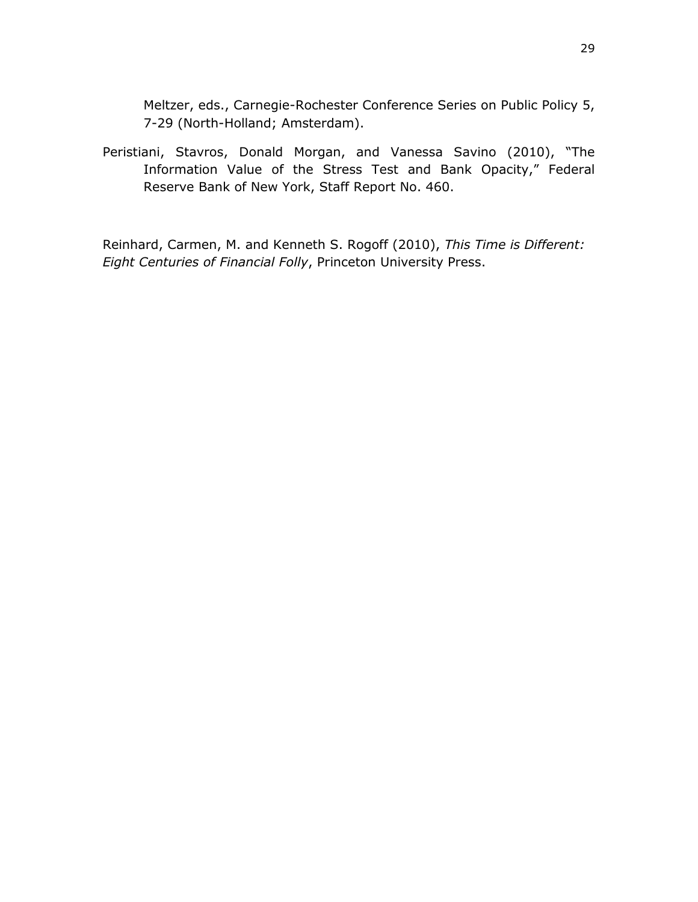Meltzer, eds., Carnegie-Rochester Conference Series on Public Policy 5, 7-29 (North-Holland; Amsterdam).

Peristiani, Stavros, Donald Morgan, and Vanessa Savino (2010), "The Information Value of the Stress Test and Bank Opacity," Federal Reserve Bank of New York, Staff Report No. 460.

Reinhard, Carmen, M. and Kenneth S. Rogoff (2010), *This Time is Different: Eight Centuries of Financial Folly*, Princeton University Press.